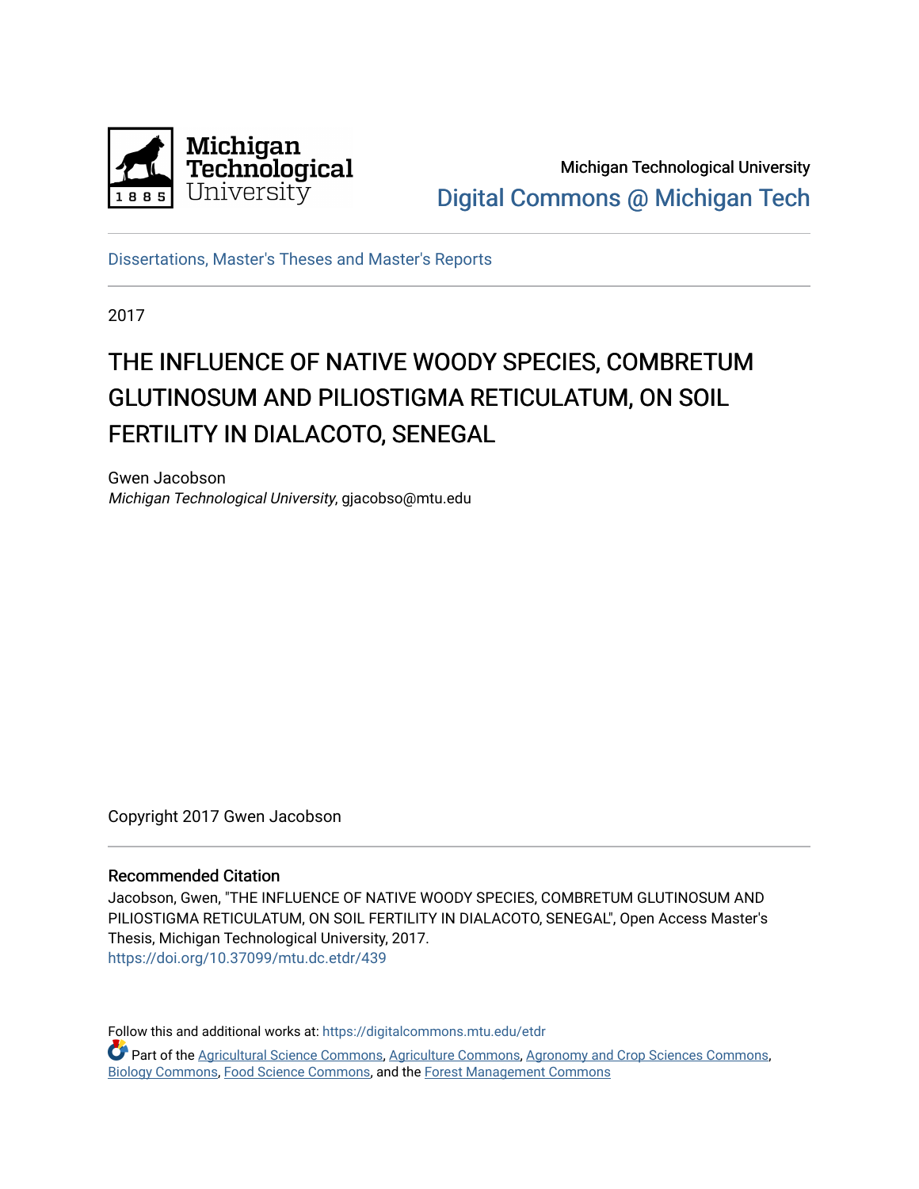Michigan Technological University

Digital Commons @ Michigan Tech

Dissertations, Master's Theses and Master's Reports

2017

# THE INFLUENCE OF NATIVE WOODY SPECIES, COMBRETUM GLUTINOSUM AND PILIOSTIGMA RETICULATUM, ON SOIL FERTILITY IN DIALACOTO, SENEGAL

Gwen Jacobson
*Michigan Technological University*, gjacobso@mtu.edu

Copyright 2017 Gwen Jacobson

## Recommended Citation

Jacobson, Gwen, "THE INFLUENCE OF NATIVE WOODY SPECIES, COMBRETUM GLUTINOSUM AND PILIOSTIGMA RETICULATUM, ON SOIL FERTILITY IN DIALACOTO, SENEGAL", Open Access Master's Thesis, Michigan Technological University, 2017.
https://doi.org/10.37099/mtu.dc.etdr/439

Follow this and additional works at: https://digitalcommons.mtu.edu/etdr

Part of the Agricultural Science Commons, Agriculture Commons, Agronomy and Crop Sciences Commons, Biology Commons, Food Science Commons, and the Forest Management Commons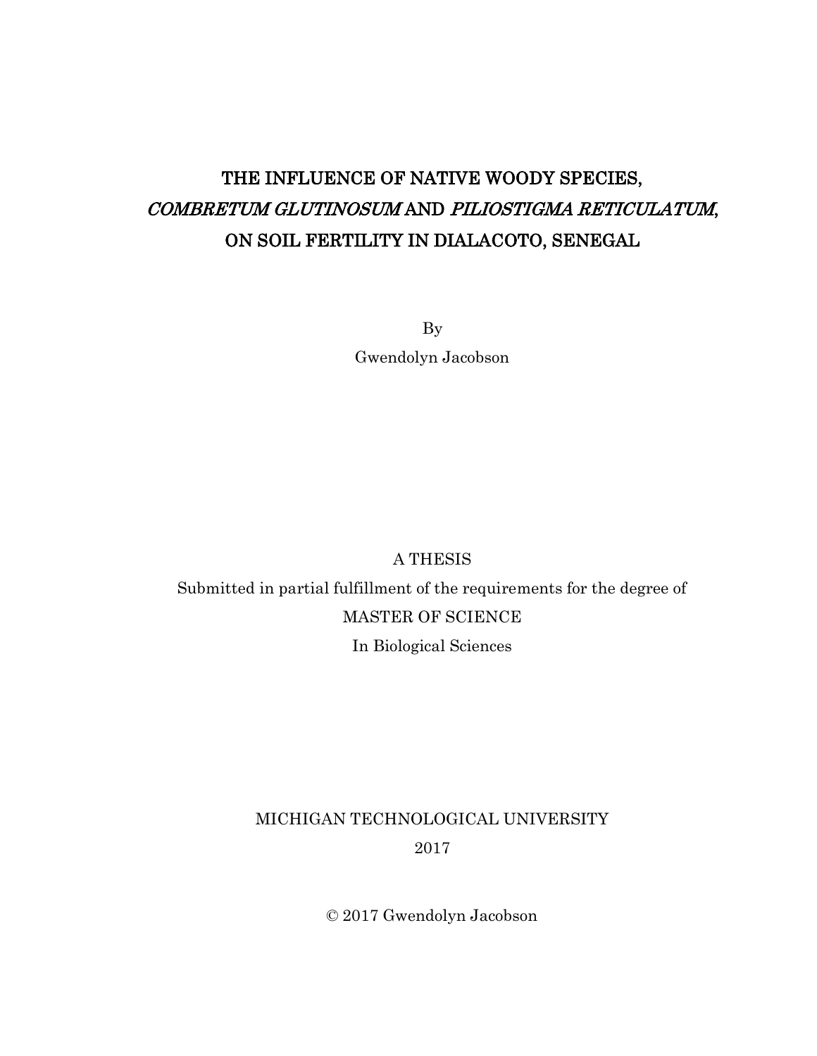# THE INFLUENCE OF NATIVE WOODY SPECIES, *COMBRETUM GLUTINOSUM* AND *PILIOSTIGMA RETICULATUM*, ON SOIL FERTILITY IN DIALACOTO, SENEGAL

By

Gwendolyn Jacobson

A THESIS

Submitted in partial fulfillment of the requirements for the degree of

MASTER OF SCIENCE

In Biological Sciences

MICHIGAN TECHNOLOGICAL UNIVERSITY

2017

© 2017 Gwendolyn Jacobson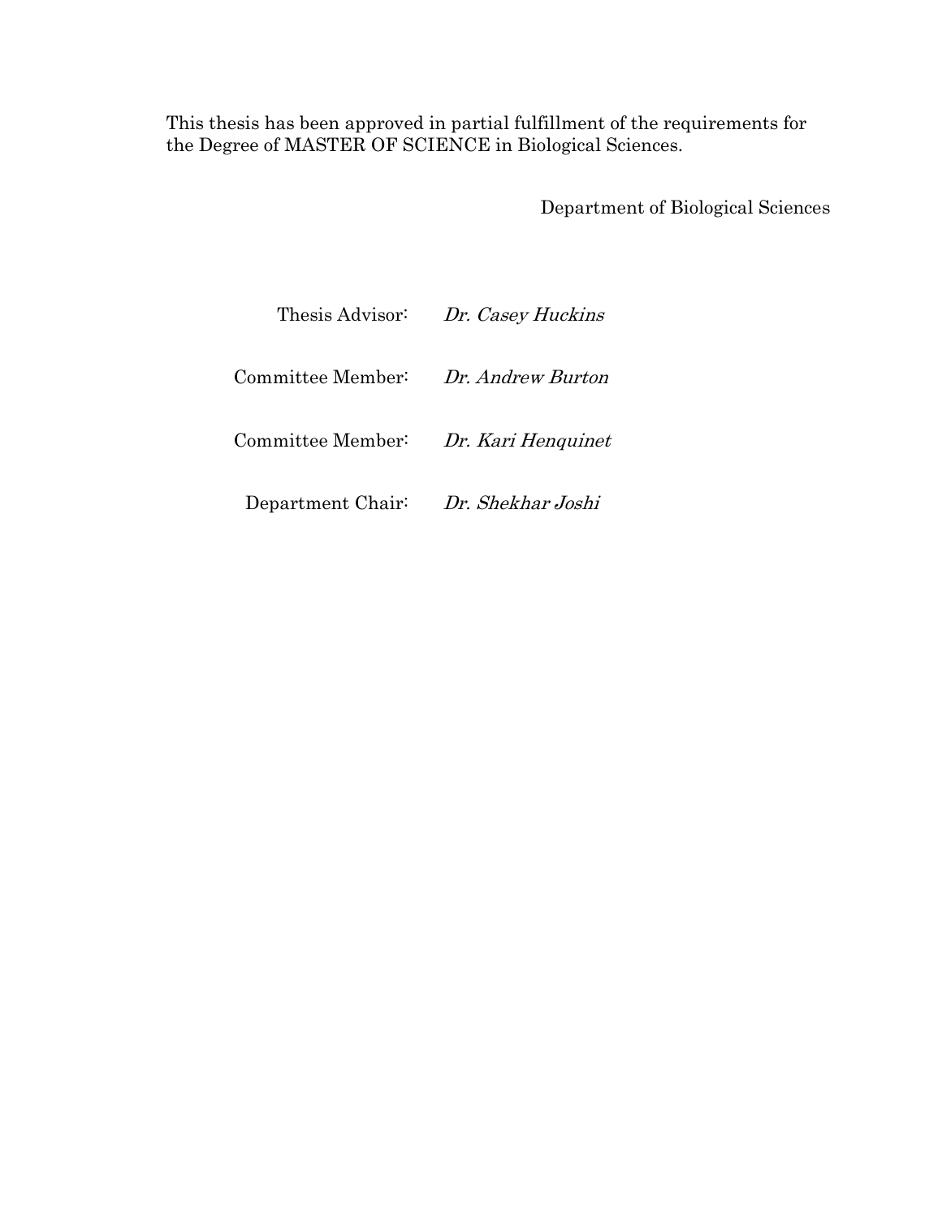This thesis has been approved in partial fulfillment of the requirements for the Degree of MASTER OF SCIENCE in Biological Sciences.

Department of Biological Sciences

Thesis Advisor: *Dr. Casey Huckins*

Committee Member: *Dr. Andrew Burton*

Committee Member: *Dr. Kari Henquinet*

Department Chair: *Dr. Shekhar Joshi*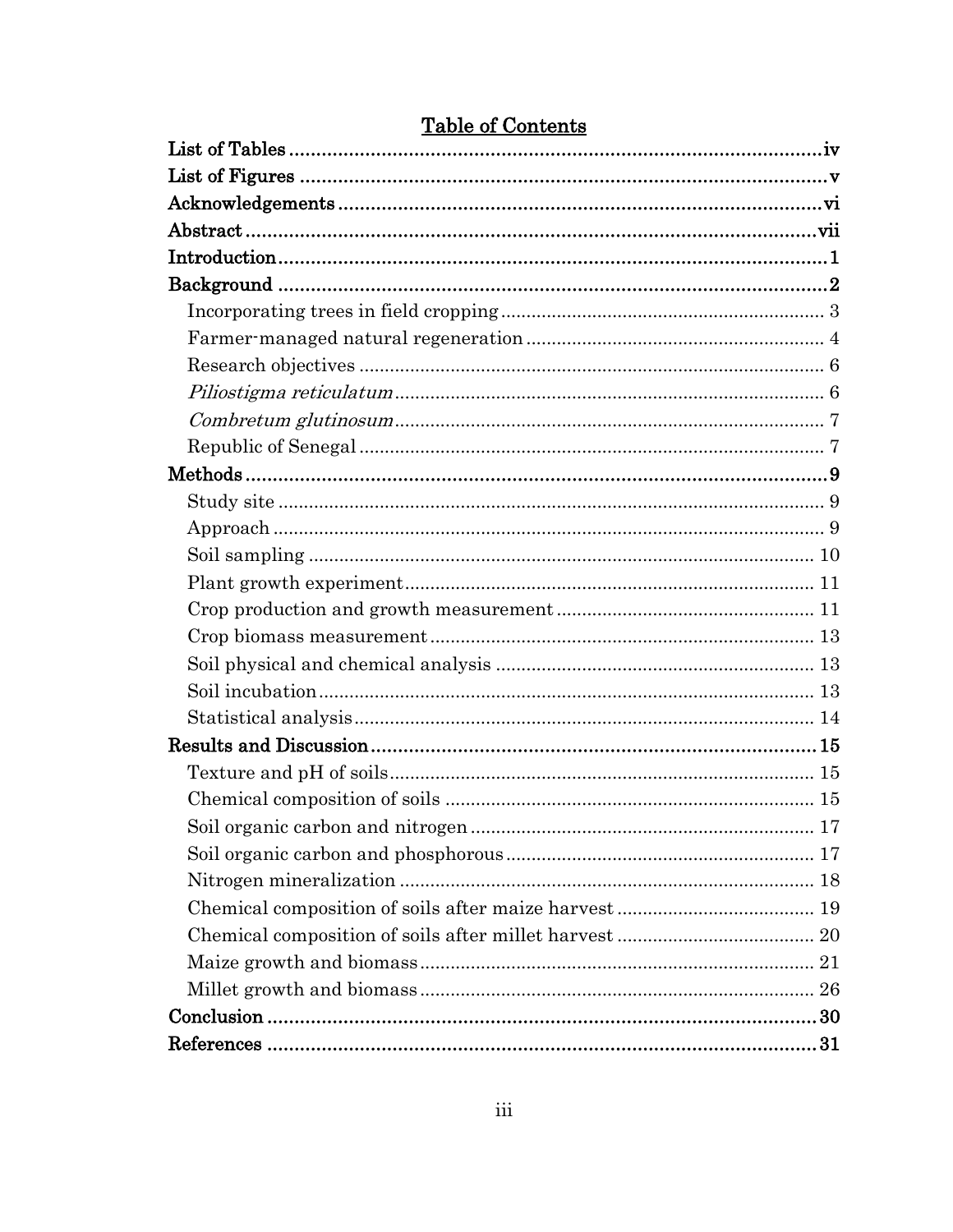# Table of Contents

| | |
|---|---|
| **List of Tables** | **iv** |
| **List of Figures** | **v** |
| **Acknowledgements** | **vi** |
| **Abstract** | **vii** |
| **Introduction** | **1** |
| **Background** | **2** |
| Incorporating trees in field cropping | 3 |
| Farmer-managed natural regeneration | 4 |
| Research objectives | 6 |
| *Piliostigma reticulatum* | 6 |
| *Combretum glutinosum* | 7 |
| Republic of Senegal | 7 |
| **Methods** | **9** |
| Study site | 9 |
| Approach | 9 |
| Soil sampling | 10 |
| Plant growth experiment | 11 |
| Crop production and growth measurement | 11 |
| Crop biomass measurement | 13 |
| Soil physical and chemical analysis | 13 |
| Soil incubation | 13 |
| Statistical analysis | 14 |
| **Results and Discussion** | **15** |
| Texture and pH of soils | 15 |
| Chemical composition of soils | 15 |
| Soil organic carbon and nitrogen | 17 |
| Soil organic carbon and phosphorous | 17 |
| Nitrogen mineralization | 18 |
| Chemical composition of soils after maize harvest | 19 |
| Chemical composition of soils after millet harvest | 20 |
| Maize growth and biomass | 21 |
| Millet growth and biomass | 26 |
| **Conclusion** | **30** |
| **References** | **31** |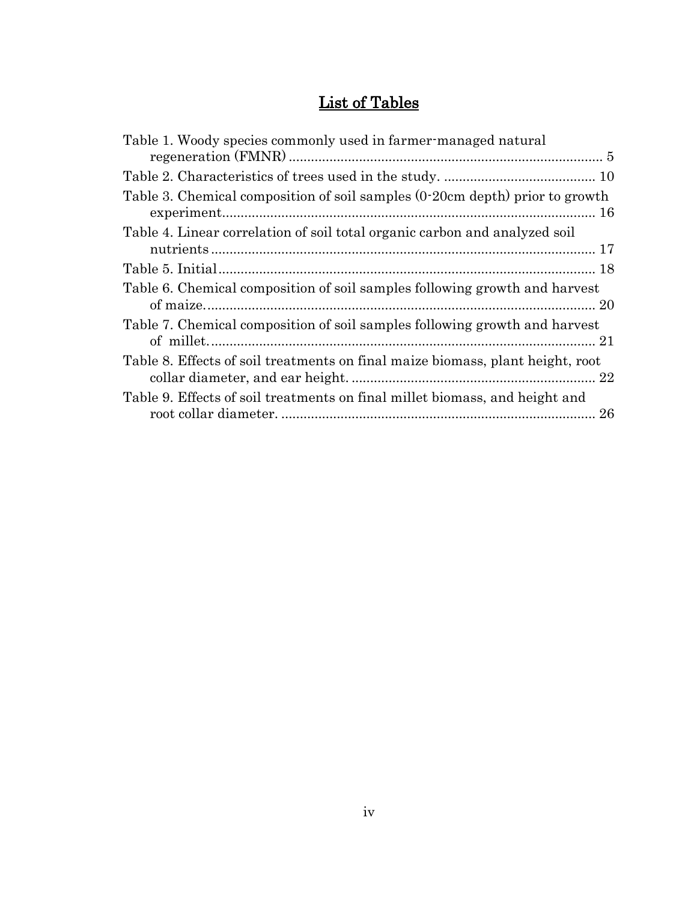# List of Tables

Table 1. Woody species commonly used in farmer-managed natural regeneration (FMNR) ..................................................................................... 5

Table 2. Characteristics of trees used in the study. ......................................... 10

Table 3. Chemical composition of soil samples (0-20cm depth) prior to growth experiment..................................................................................................... 16

Table 4. Linear correlation of soil total organic carbon and analyzed soil nutrients ........................................................................................................ 17

Table 5. Initial..................................................................................................... 18

Table 6. Chemical composition of soil samples following growth and harvest of maize.......................................................................................................... 20

Table 7. Chemical composition of soil samples following growth and harvest of millet......................................................................................................... 21

Table 8. Effects of soil treatments on final maize biomass, plant height, root collar diameter, and ear height. .................................................................. 22

Table 9. Effects of soil treatments on final millet biomass, and height and root collar diameter. ..................................................................................... 26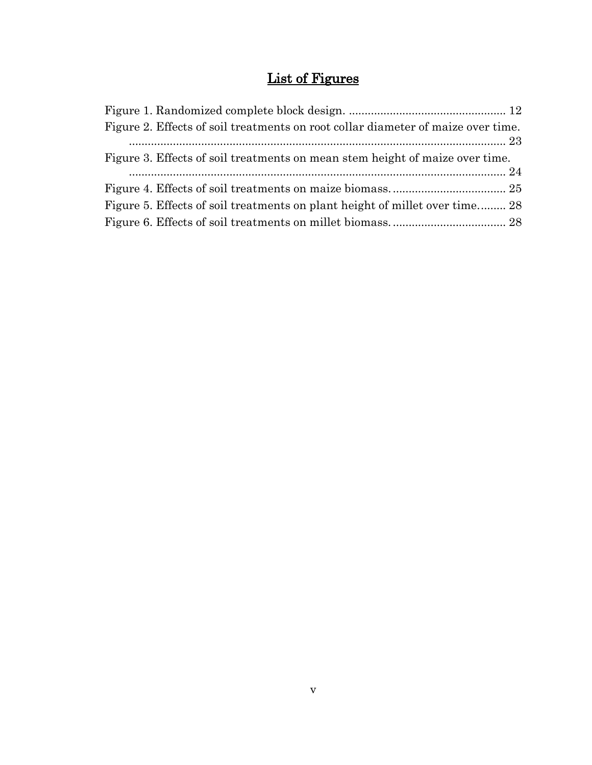# List of Figures

Figure 1. Randomized complete block design. .................................................. 12
Figure 2. Effects of soil treatments on root collar diameter of maize over time. ........................................................................................................................ 23
Figure 3. Effects of soil treatments on mean stem height of maize over time. ........................................................................................................................ 24
Figure 4. Effects of soil treatments on maize biomass. .................................... 25
Figure 5. Effects of soil treatments on plant height of millet over time......... 28
Figure 6. Effects of soil treatments on millet biomass. .................................... 28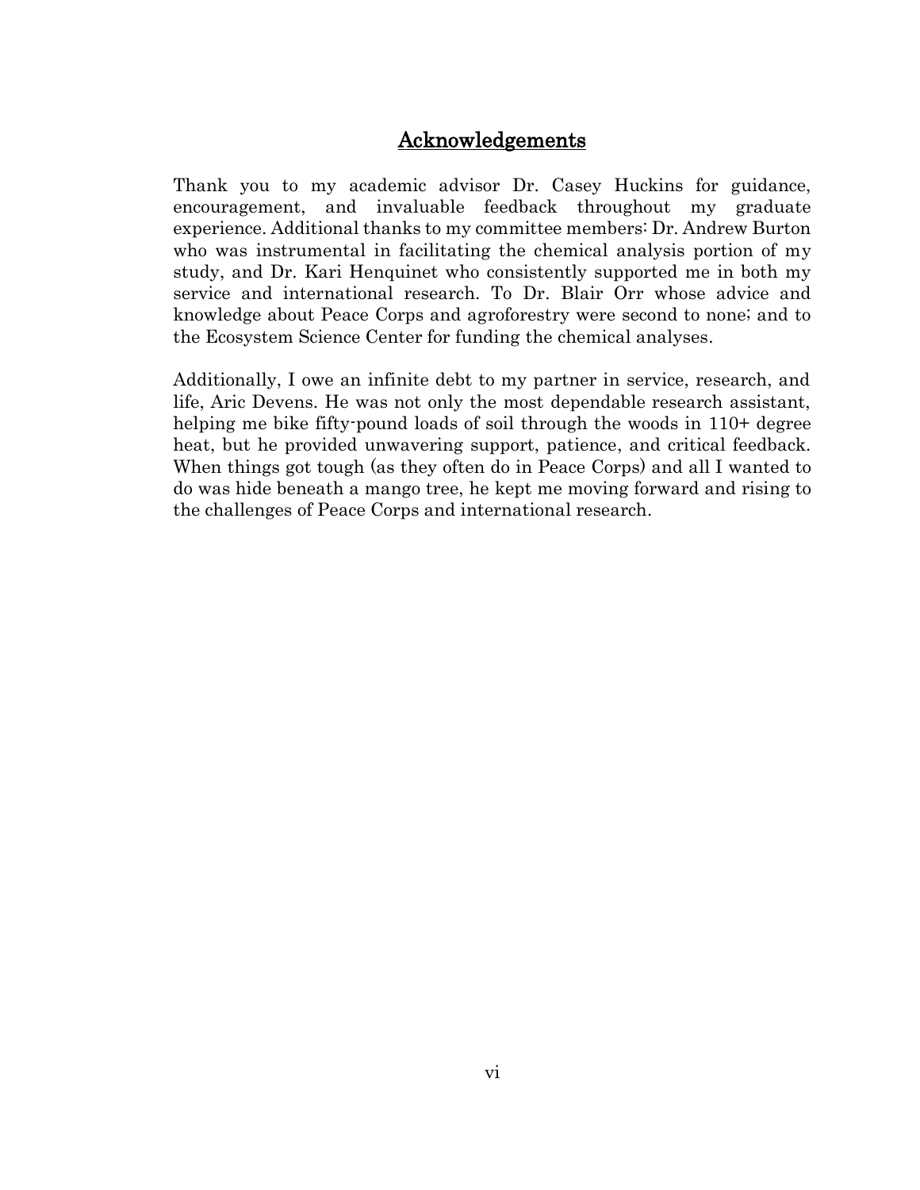# Acknowledgements

Thank you to my academic advisor Dr. Casey Huckins for guidance, encouragement, and invaluable feedback throughout my graduate experience. Additional thanks to my committee members: Dr. Andrew Burton who was instrumental in facilitating the chemical analysis portion of my study, and Dr. Kari Henquinet who consistently supported me in both my service and international research. To Dr. Blair Orr whose advice and knowledge about Peace Corps and agroforestry were second to none; and to the Ecosystem Science Center for funding the chemical analyses.

Additionally, I owe an infinite debt to my partner in service, research, and life, Aric Devens. He was not only the most dependable research assistant, helping me bike fifty-pound loads of soil through the woods in 110+ degree heat, but he provided unwavering support, patience, and critical feedback. When things got tough (as they often do in Peace Corps) and all I wanted to do was hide beneath a mango tree, he kept me moving forward and rising to the challenges of Peace Corps and international research.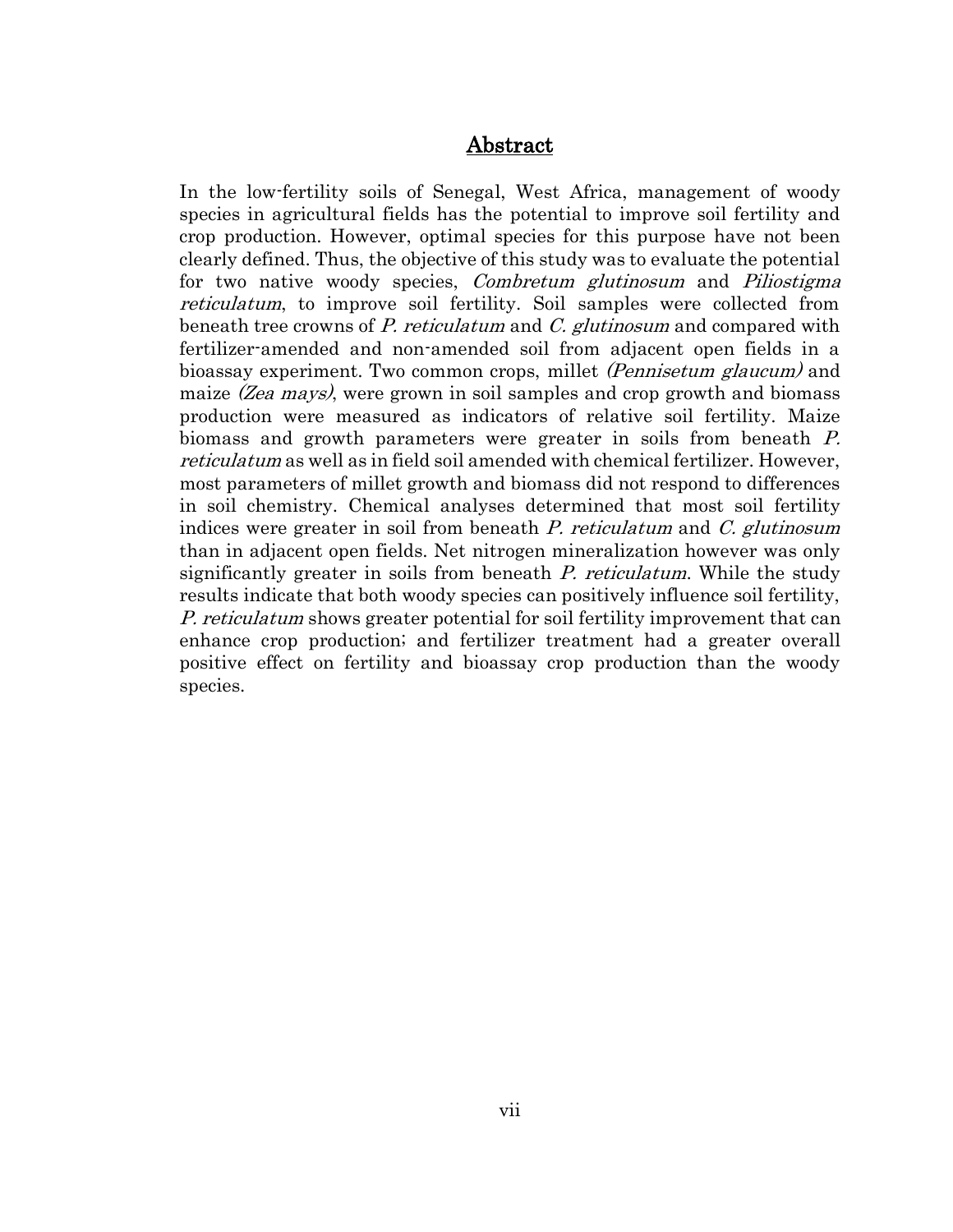# Abstract

In the low-fertility soils of Senegal, West Africa, management of woody species in agricultural fields has the potential to improve soil fertility and crop production. However, optimal species for this purpose have not been clearly defined. Thus, the objective of this study was to evaluate the potential for two native woody species, *Combretum glutinosum* and *Piliostigma reticulatum*, to improve soil fertility. Soil samples were collected from beneath tree crowns of *P. reticulatum* and *C. glutinosum* and compared with fertilizer-amended and non-amended soil from adjacent open fields in a bioassay experiment. Two common crops, millet *(Pennisetum glaucum)* and maize *(Zea mays)*, were grown in soil samples and crop growth and biomass production were measured as indicators of relative soil fertility. Maize biomass and growth parameters were greater in soils from beneath *P. reticulatum* as well as in field soil amended with chemical fertilizer. However, most parameters of millet growth and biomass did not respond to differences in soil chemistry. Chemical analyses determined that most soil fertility indices were greater in soil from beneath *P. reticulatum* and *C. glutinosum* than in adjacent open fields. Net nitrogen mineralization however was only significantly greater in soils from beneath *P. reticulatum*. While the study results indicate that both woody species can positively influence soil fertility, *P. reticulatum* shows greater potential for soil fertility improvement that can enhance crop production; and fertilizer treatment had a greater overall positive effect on fertility and bioassay crop production than the woody species.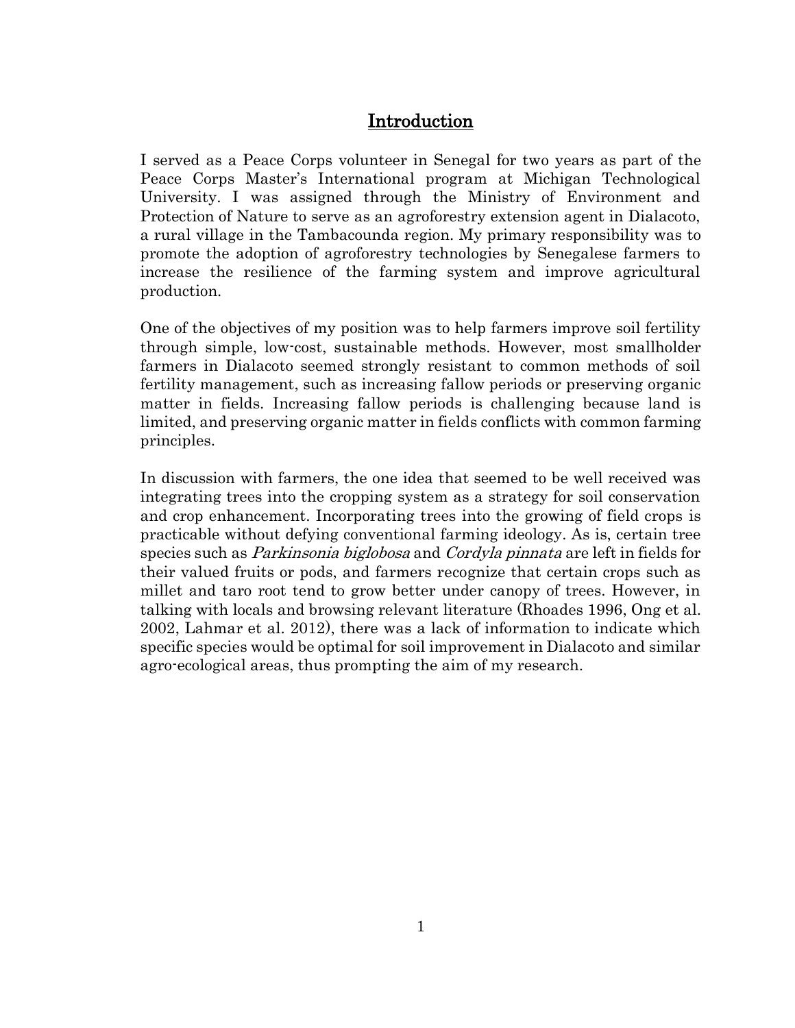# Introduction

I served as a Peace Corps volunteer in Senegal for two years as part of the Peace Corps Master's International program at Michigan Technological University. I was assigned through the Ministry of Environment and Protection of Nature to serve as an agroforestry extension agent in Dialacoto, a rural village in the Tambacounda region. My primary responsibility was to promote the adoption of agroforestry technologies by Senegalese farmers to increase the resilience of the farming system and improve agricultural production.

One of the objectives of my position was to help farmers improve soil fertility through simple, low-cost, sustainable methods. However, most smallholder farmers in Dialacoto seemed strongly resistant to common methods of soil fertility management, such as increasing fallow periods or preserving organic matter in fields. Increasing fallow periods is challenging because land is limited, and preserving organic matter in fields conflicts with common farming principles.

In discussion with farmers, the one idea that seemed to be well received was integrating trees into the cropping system as a strategy for soil conservation and crop enhancement. Incorporating trees into the growing of field crops is practicable without defying conventional farming ideology. As is, certain tree species such as *Parkinsonia biglobosa* and *Cordyla pinnata* are left in fields for their valued fruits or pods, and farmers recognize that certain crops such as millet and taro root tend to grow better under canopy of trees. However, in talking with locals and browsing relevant literature (Rhoades 1996, Ong et al. 2002, Lahmar et al. 2012), there was a lack of information to indicate which specific species would be optimal for soil improvement in Dialacoto and similar agro-ecological areas, thus prompting the aim of my research.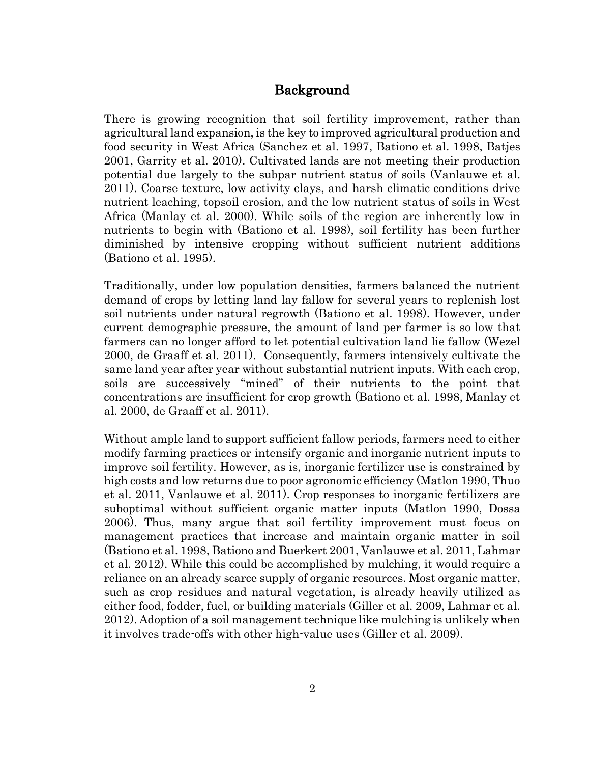## Background

There is growing recognition that soil fertility improvement, rather than agricultural land expansion, is the key to improved agricultural production and food security in West Africa (Sanchez et al. 1997, Bationo et al. 1998, Batjes 2001, Garrity et al. 2010). Cultivated lands are not meeting their production potential due largely to the subpar nutrient status of soils (Vanlauwe et al. 2011). Coarse texture, low activity clays, and harsh climatic conditions drive nutrient leaching, topsoil erosion, and the low nutrient status of soils in West Africa (Manlay et al. 2000). While soils of the region are inherently low in nutrients to begin with (Bationo et al. 1998), soil fertility has been further diminished by intensive cropping without sufficient nutrient additions (Bationo et al. 1995).

Traditionally, under low population densities, farmers balanced the nutrient demand of crops by letting land lay fallow for several years to replenish lost soil nutrients under natural regrowth (Bationo et al. 1998). However, under current demographic pressure, the amount of land per farmer is so low that farmers can no longer afford to let potential cultivation land lie fallow (Wezel 2000, de Graaff et al. 2011). Consequently, farmers intensively cultivate the same land year after year without substantial nutrient inputs. With each crop, soils are successively "mined" of their nutrients to the point that concentrations are insufficient for crop growth (Bationo et al. 1998, Manlay et al. 2000, de Graaff et al. 2011).

Without ample land to support sufficient fallow periods, farmers need to either modify farming practices or intensify organic and inorganic nutrient inputs to improve soil fertility. However, as is, inorganic fertilizer use is constrained by high costs and low returns due to poor agronomic efficiency (Matlon 1990, Thuo et al. 2011, Vanlauwe et al. 2011). Crop responses to inorganic fertilizers are suboptimal without sufficient organic matter inputs (Matlon 1990, Dossa 2006). Thus, many argue that soil fertility improvement must focus on management practices that increase and maintain organic matter in soil (Bationo et al. 1998, Bationo and Buerkert 2001, Vanlauwe et al. 2011, Lahmar et al. 2012). While this could be accomplished by mulching, it would require a reliance on an already scarce supply of organic resources. Most organic matter, such as crop residues and natural vegetation, is already heavily utilized as either food, fodder, fuel, or building materials (Giller et al. 2009, Lahmar et al. 2012). Adoption of a soil management technique like mulching is unlikely when it involves trade-offs with other high-value uses (Giller et al. 2009).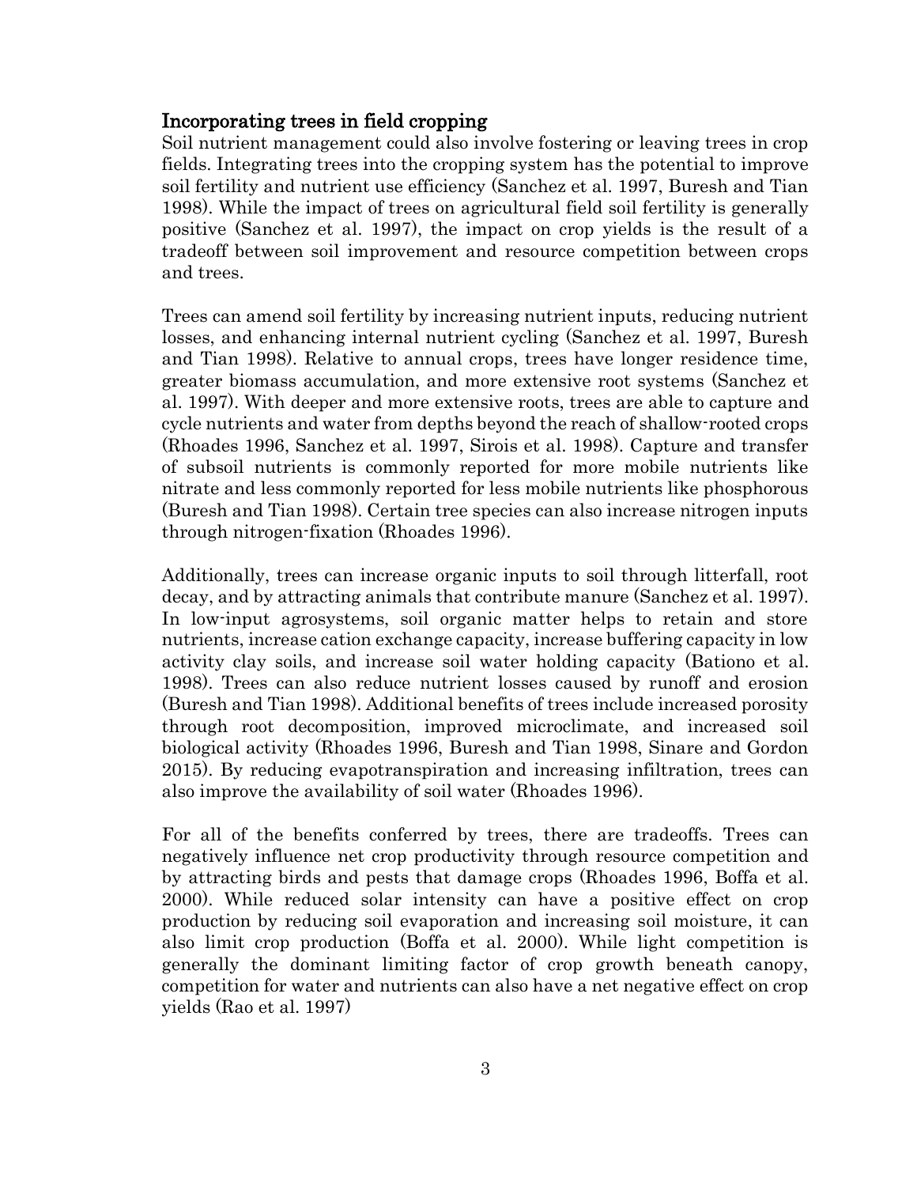## Incorporating trees in field cropping

Soil nutrient management could also involve fostering or leaving trees in crop fields. Integrating trees into the cropping system has the potential to improve soil fertility and nutrient use efficiency (Sanchez et al. 1997, Buresh and Tian 1998). While the impact of trees on agricultural field soil fertility is generally positive (Sanchez et al. 1997), the impact on crop yields is the result of a tradeoff between soil improvement and resource competition between crops and trees.

Trees can amend soil fertility by increasing nutrient inputs, reducing nutrient losses, and enhancing internal nutrient cycling (Sanchez et al. 1997, Buresh and Tian 1998). Relative to annual crops, trees have longer residence time, greater biomass accumulation, and more extensive root systems (Sanchez et al. 1997). With deeper and more extensive roots, trees are able to capture and cycle nutrients and water from depths beyond the reach of shallow-rooted crops (Rhoades 1996, Sanchez et al. 1997, Sirois et al. 1998). Capture and transfer of subsoil nutrients is commonly reported for more mobile nutrients like nitrate and less commonly reported for less mobile nutrients like phosphorous (Buresh and Tian 1998). Certain tree species can also increase nitrogen inputs through nitrogen-fixation (Rhoades 1996).

Additionally, trees can increase organic inputs to soil through litterfall, root decay, and by attracting animals that contribute manure (Sanchez et al. 1997). In low-input agrosystems, soil organic matter helps to retain and store nutrients, increase cation exchange capacity, increase buffering capacity in low activity clay soils, and increase soil water holding capacity (Bationo et al. 1998). Trees can also reduce nutrient losses caused by runoff and erosion (Buresh and Tian 1998). Additional benefits of trees include increased porosity through root decomposition, improved microclimate, and increased soil biological activity (Rhoades 1996, Buresh and Tian 1998, Sinare and Gordon 2015). By reducing evapotranspiration and increasing infiltration, trees can also improve the availability of soil water (Rhoades 1996).

For all of the benefits conferred by trees, there are tradeoffs. Trees can negatively influence net crop productivity through resource competition and by attracting birds and pests that damage crops (Rhoades 1996, Boffa et al. 2000). While reduced solar intensity can have a positive effect on crop production by reducing soil evaporation and increasing soil moisture, it can also limit crop production (Boffa et al. 2000). While light competition is generally the dominant limiting factor of crop growth beneath canopy, competition for water and nutrients can also have a net negative effect on crop yields (Rao et al. 1997)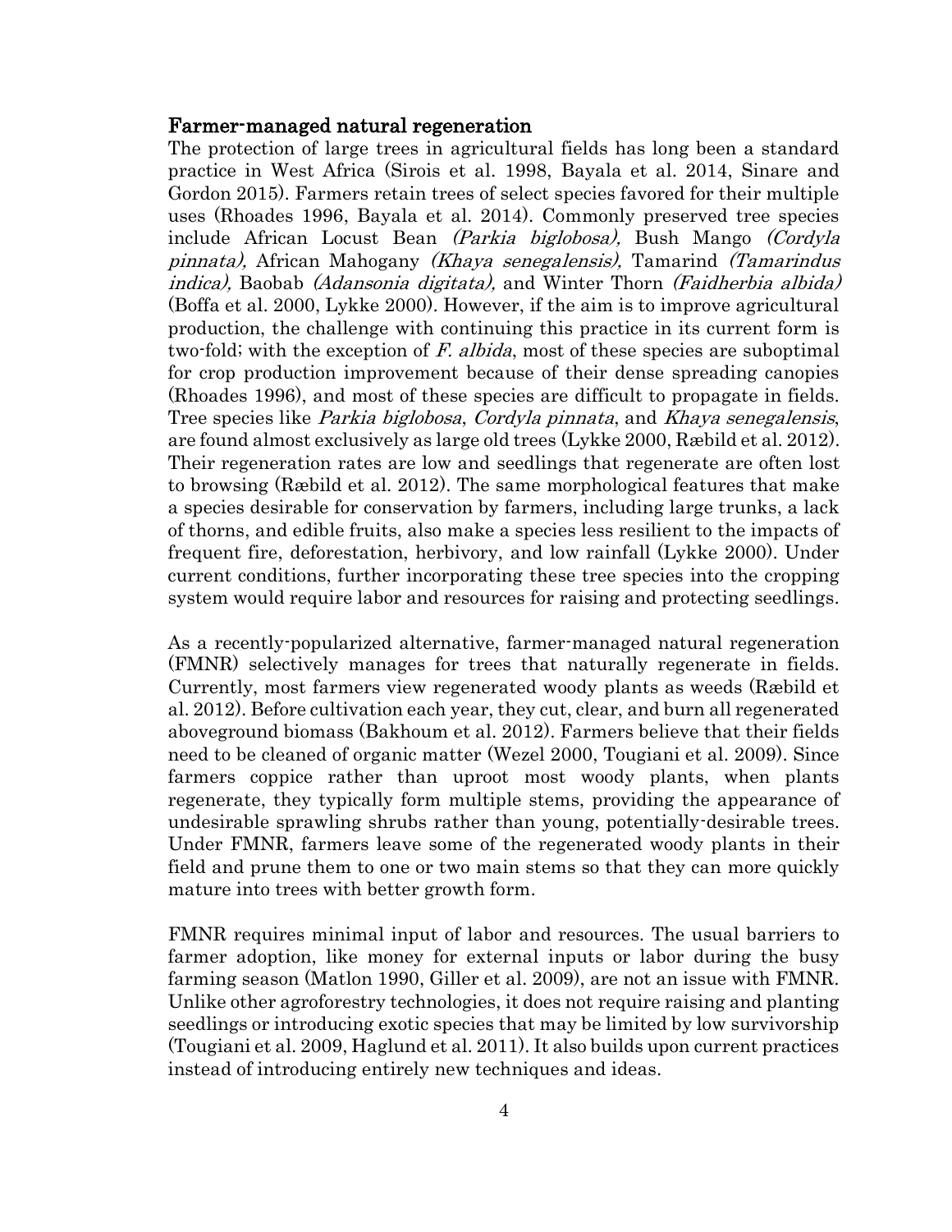## Farmer-managed natural regeneration

The protection of large trees in agricultural fields has long been a standard practice in West Africa (Sirois et al. 1998, Bayala et al. 2014, Sinare and Gordon 2015). Farmers retain trees of select species favored for their multiple uses (Rhoades 1996, Bayala et al. 2014). Commonly preserved tree species include African Locust Bean *(Parkia biglobosa),* Bush Mango *(Cordyla pinnata),* African Mahogany *(Khaya senegalensis),* Tamarind *(Tamarindus indica),* Baobab *(Adansonia digitata),* and Winter Thorn *(Faidherbia albida)* (Boffa et al. 2000, Lykke 2000). However, if the aim is to improve agricultural production, the challenge with continuing this practice in its current form is two-fold; with the exception of *F. albida*, most of these species are suboptimal for crop production improvement because of their dense spreading canopies (Rhoades 1996), and most of these species are difficult to propagate in fields. Tree species like *Parkia biglobosa*, *Cordyla pinnata*, and *Khaya senegalensis*, are found almost exclusively as large old trees (Lykke 2000, Ræbild et al. 2012). Their regeneration rates are low and seedlings that regenerate are often lost to browsing (Ræbild et al. 2012). The same morphological features that make a species desirable for conservation by farmers, including large trunks, a lack of thorns, and edible fruits, also make a species less resilient to the impacts of frequent fire, deforestation, herbivory, and low rainfall (Lykke 2000). Under current conditions, further incorporating these tree species into the cropping system would require labor and resources for raising and protecting seedlings.

As a recently-popularized alternative, farmer-managed natural regeneration (FMNR) selectively manages for trees that naturally regenerate in fields. Currently, most farmers view regenerated woody plants as weeds (Ræbild et al. 2012). Before cultivation each year, they cut, clear, and burn all regenerated aboveground biomass (Bakhoum et al. 2012). Farmers believe that their fields need to be cleaned of organic matter (Wezel 2000, Tougiani et al. 2009). Since farmers coppice rather than uproot most woody plants, when plants regenerate, they typically form multiple stems, providing the appearance of undesirable sprawling shrubs rather than young, potentially-desirable trees. Under FMNR, farmers leave some of the regenerated woody plants in their field and prune them to one or two main stems so that they can more quickly mature into trees with better growth form.

FMNR requires minimal input of labor and resources. The usual barriers to farmer adoption, like money for external inputs or labor during the busy farming season (Matlon 1990, Giller et al. 2009), are not an issue with FMNR. Unlike other agroforestry technologies, it does not require raising and planting seedlings or introducing exotic species that may be limited by low survivorship (Tougiani et al. 2009, Haglund et al. 2011). It also builds upon current practices instead of introducing entirely new techniques and ideas.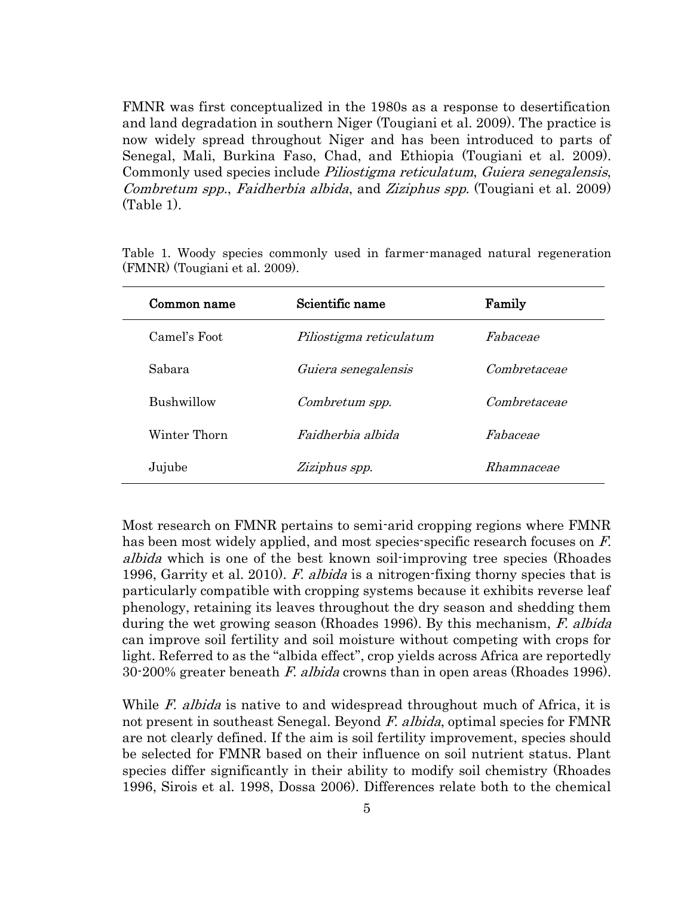FMNR was first conceptualized in the 1980s as a response to desertification and land degradation in southern Niger (Tougiani et al. 2009). The practice is now widely spread throughout Niger and has been introduced to parts of Senegal, Mali, Burkina Faso, Chad, and Ethiopia (Tougiani et al. 2009). Commonly used species include *Piliostigma reticulatum*, *Guiera senegalensis*, *Combretum spp.*, *Faidherbia albida*, and *Ziziphus spp.* (Tougiani et al. 2009) (Table 1).

Table 1. Woody species commonly used in farmer-managed natural regeneration (FMNR) (Tougiani et al. 2009).

| Common name | Scientific name | Family |
|---|---|---|
| Camel's Foot | *Piliostigma reticulatum* | *Fabaceae* |
| Sabara | *Guiera senegalensis* | *Combretaceae* |
| Bushwillow | *Combretum spp.* | *Combretaceae* |
| Winter Thorn | *Faidherbia albida* | *Fabaceae* |
| Jujube | *Ziziphus spp.* | *Rhamnaceae* |

Most research on FMNR pertains to semi-arid cropping regions where FMNR has been most widely applied, and most species-specific research focuses on *F. albida* which is one of the best known soil-improving tree species (Rhoades 1996, Garrity et al. 2010). *F. albida* is a nitrogen-fixing thorny species that is particularly compatible with cropping systems because it exhibits reverse leaf phenology, retaining its leaves throughout the dry season and shedding them during the wet growing season (Rhoades 1996). By this mechanism, *F. albida* can improve soil fertility and soil moisture without competing with crops for light. Referred to as the "albida effect", crop yields across Africa are reportedly 30-200% greater beneath *F. albida* crowns than in open areas (Rhoades 1996).

While *F. albida* is native to and widespread throughout much of Africa, it is not present in southeast Senegal. Beyond *F. albida*, optimal species for FMNR are not clearly defined. If the aim is soil fertility improvement, species should be selected for FMNR based on their influence on soil nutrient status. Plant species differ significantly in their ability to modify soil chemistry (Rhoades 1996, Sirois et al. 1998, Dossa 2006). Differences relate both to the chemical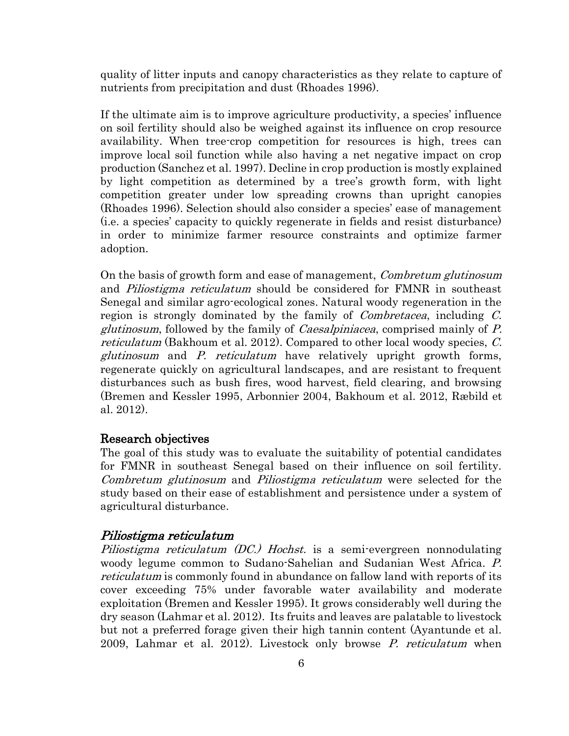quality of litter inputs and canopy characteristics as they relate to capture of nutrients from precipitation and dust (Rhoades 1996).

If the ultimate aim is to improve agriculture productivity, a species' influence on soil fertility should also be weighed against its influence on crop resource availability. When tree-crop competition for resources is high, trees can improve local soil function while also having a net negative impact on crop production (Sanchez et al. 1997). Decline in crop production is mostly explained by light competition as determined by a tree's growth form, with light competition greater under low spreading crowns than upright canopies (Rhoades 1996). Selection should also consider a species' ease of management (i.e. a species' capacity to quickly regenerate in fields and resist disturbance) in order to minimize farmer resource constraints and optimize farmer adoption.

On the basis of growth form and ease of management, *Combretum glutinosum* and *Piliostigma reticulatum* should be considered for FMNR in southeast Senegal and similar agro-ecological zones. Natural woody regeneration in the region is strongly dominated by the family of *Combretacea*, including *C. glutinosum*, followed by the family of *Caesalpiniacea*, comprised mainly of *P. reticulatum* (Bakhoum et al. 2012). Compared to other local woody species, *C. glutinosum* and *P. reticulatum* have relatively upright growth forms, regenerate quickly on agricultural landscapes, and are resistant to frequent disturbances such as bush fires, wood harvest, field clearing, and browsing (Bremen and Kessler 1995, Arbonnier 2004, Bakhoum et al. 2012, Ræbild et al. 2012).

## Research objectives

The goal of this study was to evaluate the suitability of potential candidates for FMNR in southeast Senegal based on their influence on soil fertility. *Combretum glutinosum* and *Piliostigma reticulatum* were selected for the study based on their ease of establishment and persistence under a system of agricultural disturbance.

## *Piliostigma reticulatum*

*Piliostigma reticulatum (DC.) Hochst.* is a semi-evergreen nonnodulating woody legume common to Sudano-Sahelian and Sudanian West Africa. *P. reticulatum* is commonly found in abundance on fallow land with reports of its cover exceeding 75% under favorable water availability and moderate exploitation (Bremen and Kessler 1995). It grows considerably well during the dry season (Lahmar et al. 2012). Its fruits and leaves are palatable to livestock but not a preferred forage given their high tannin content (Ayantunde et al. 2009, Lahmar et al. 2012). Livestock only browse *P. reticulatum* when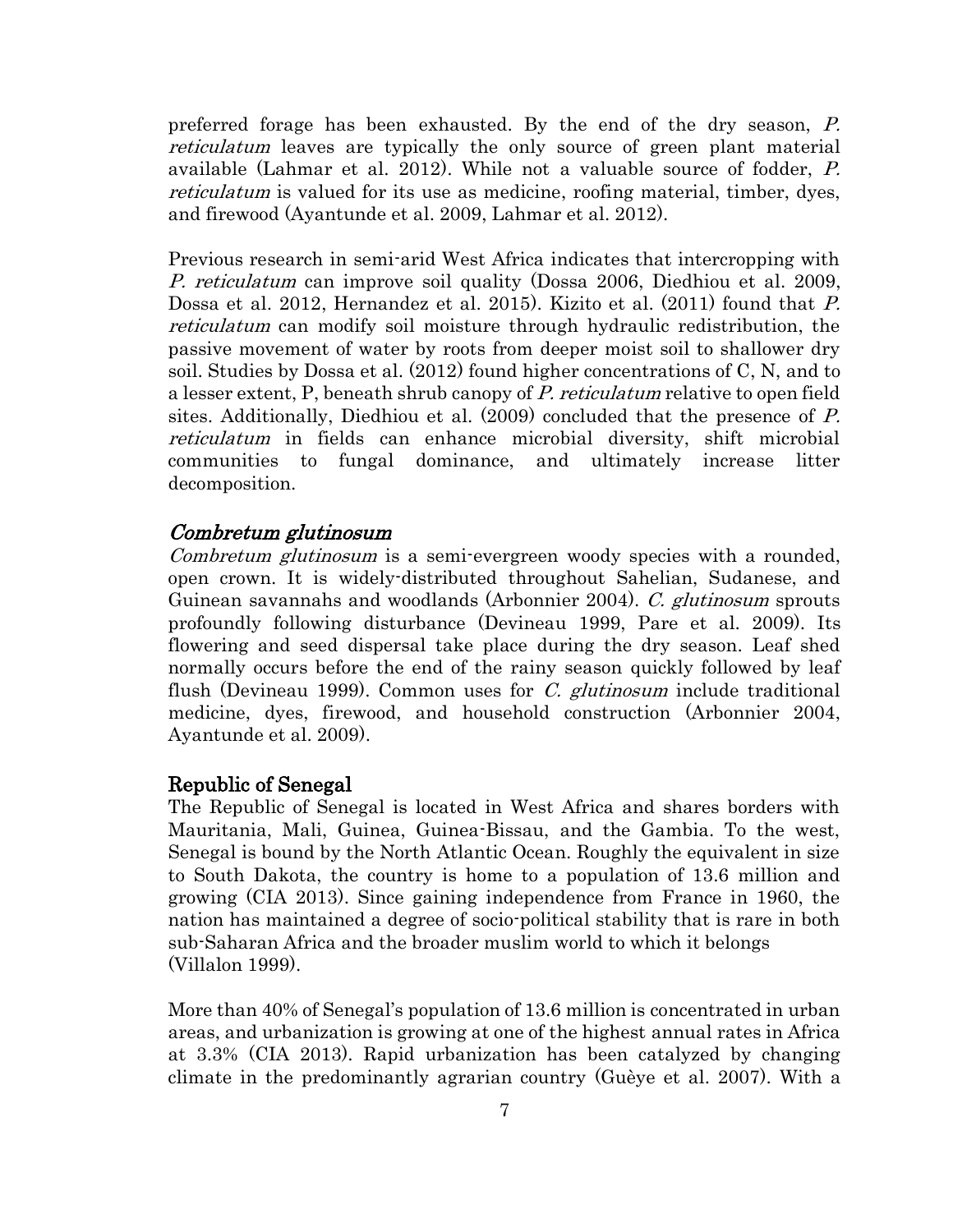preferred forage has been exhausted. By the end of the dry season, *P. reticulatum* leaves are typically the only source of green plant material available (Lahmar et al. 2012). While not a valuable source of fodder, *P. reticulatum* is valued for its use as medicine, roofing material, timber, dyes, and firewood (Ayantunde et al. 2009, Lahmar et al. 2012).

Previous research in semi-arid West Africa indicates that intercropping with *P. reticulatum* can improve soil quality (Dossa 2006, Diedhiou et al. 2009, Dossa et al. 2012, Hernandez et al. 2015). Kizito et al. (2011) found that *P. reticulatum* can modify soil moisture through hydraulic redistribution, the passive movement of water by roots from deeper moist soil to shallower dry soil. Studies by Dossa et al. (2012) found higher concentrations of C, N, and to a lesser extent, P, beneath shrub canopy of *P. reticulatum* relative to open field sites. Additionally, Diedhiou et al. (2009) concluded that the presence of *P. reticulatum* in fields can enhance microbial diversity, shift microbial communities to fungal dominance, and ultimately increase litter decomposition.

### *Combretum glutinosum*

*Combretum glutinosum* is a semi-evergreen woody species with a rounded, open crown. It is widely-distributed throughout Sahelian, Sudanese, and Guinean savannahs and woodlands (Arbonnier 2004). *C. glutinosum* sprouts profoundly following disturbance (Devineau 1999, Pare et al. 2009). Its flowering and seed dispersal take place during the dry season. Leaf shed normally occurs before the end of the rainy season quickly followed by leaf flush (Devineau 1999). Common uses for *C. glutinosum* include traditional medicine, dyes, firewood, and household construction (Arbonnier 2004, Ayantunde et al. 2009).

### Republic of Senegal

The Republic of Senegal is located in West Africa and shares borders with Mauritania, Mali, Guinea, Guinea-Bissau, and the Gambia. To the west, Senegal is bound by the North Atlantic Ocean. Roughly the equivalent in size to South Dakota, the country is home to a population of 13.6 million and growing (CIA 2013). Since gaining independence from France in 1960, the nation has maintained a degree of socio-political stability that is rare in both sub-Saharan Africa and the broader muslim world to which it belongs (Villalon 1999).

More than 40% of Senegal's population of 13.6 million is concentrated in urban areas, and urbanization is growing at one of the highest annual rates in Africa at 3.3% (CIA 2013). Rapid urbanization has been catalyzed by changing climate in the predominantly agrarian country (Guèye et al. 2007). With a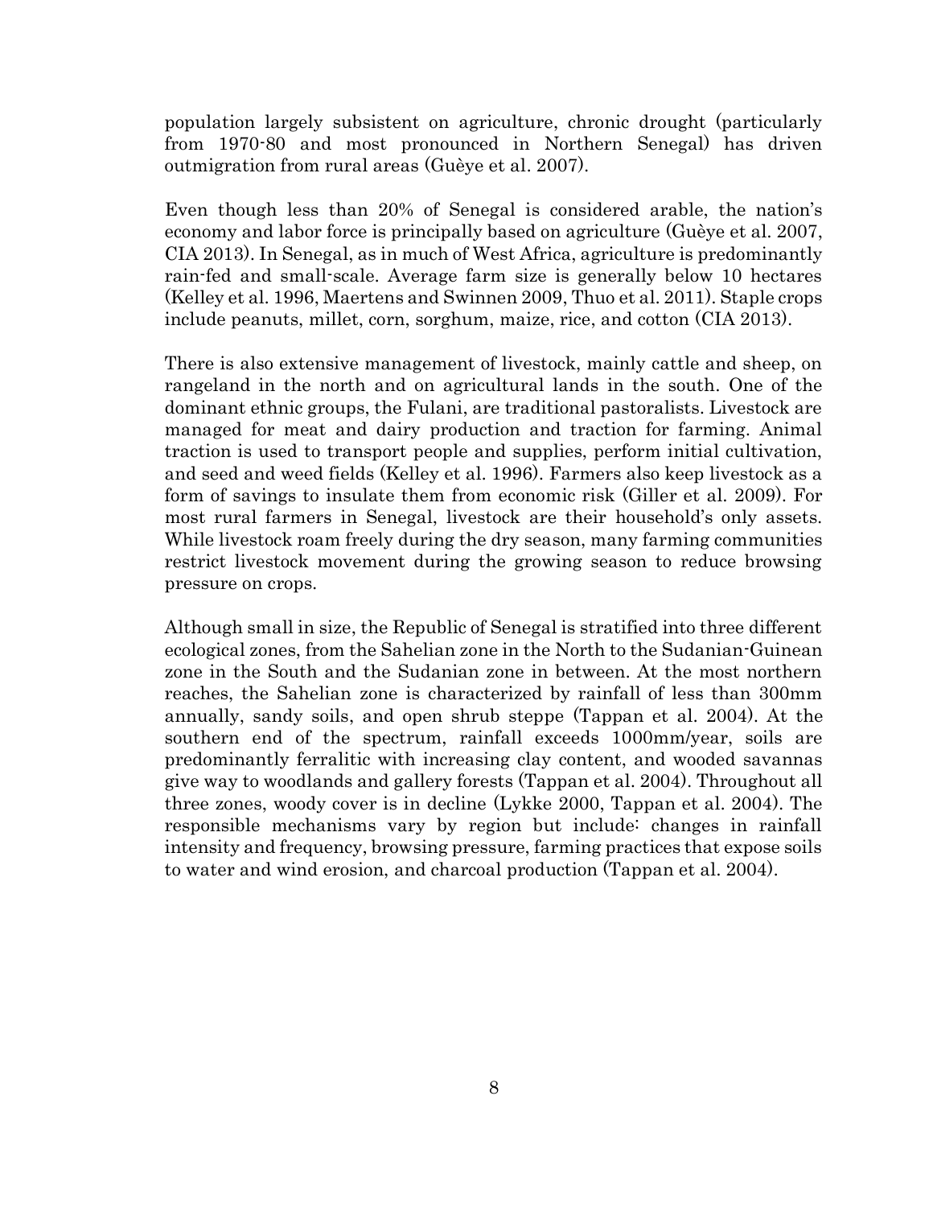population largely subsistent on agriculture, chronic drought (particularly from 1970-80 and most pronounced in Northern Senegal) has driven outmigration from rural areas (Guèye et al. 2007).

Even though less than 20% of Senegal is considered arable, the nation's economy and labor force is principally based on agriculture (Guèye et al. 2007, CIA 2013). In Senegal, as in much of West Africa, agriculture is predominantly rain-fed and small-scale. Average farm size is generally below 10 hectares (Kelley et al. 1996, Maertens and Swinnen 2009, Thuo et al. 2011). Staple crops include peanuts, millet, corn, sorghum, maize, rice, and cotton (CIA 2013).

There is also extensive management of livestock, mainly cattle and sheep, on rangeland in the north and on agricultural lands in the south. One of the dominant ethnic groups, the Fulani, are traditional pastoralists. Livestock are managed for meat and dairy production and traction for farming. Animal traction is used to transport people and supplies, perform initial cultivation, and seed and weed fields (Kelley et al. 1996). Farmers also keep livestock as a form of savings to insulate them from economic risk (Giller et al. 2009). For most rural farmers in Senegal, livestock are their household's only assets. While livestock roam freely during the dry season, many farming communities restrict livestock movement during the growing season to reduce browsing pressure on crops.

Although small in size, the Republic of Senegal is stratified into three different ecological zones, from the Sahelian zone in the North to the Sudanian-Guinean zone in the South and the Sudanian zone in between. At the most northern reaches, the Sahelian zone is characterized by rainfall of less than 300mm annually, sandy soils, and open shrub steppe (Tappan et al. 2004). At the southern end of the spectrum, rainfall exceeds 1000mm/year, soils are predominantly ferralitic with increasing clay content, and wooded savannas give way to woodlands and gallery forests (Tappan et al. 2004). Throughout all three zones, woody cover is in decline (Lykke 2000, Tappan et al. 2004). The responsible mechanisms vary by region but include: changes in rainfall intensity and frequency, browsing pressure, farming practices that expose soils to water and wind erosion, and charcoal production (Tappan et al. 2004).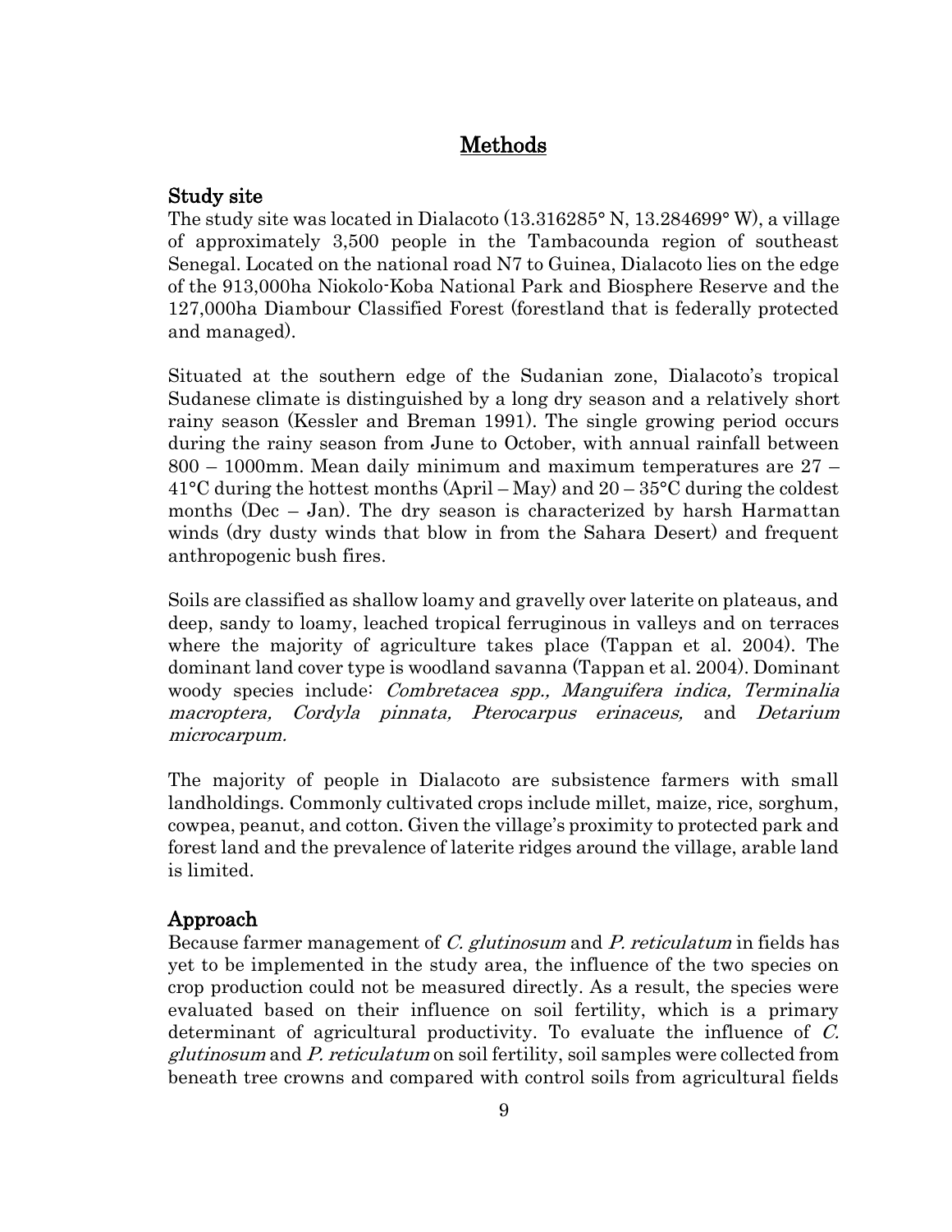# Methods

## Study site

The study site was located in Dialacoto (13.316285° N, 13.284699° W), a village of approximately 3,500 people in the Tambacounda region of southeast Senegal. Located on the national road N7 to Guinea, Dialacoto lies on the edge of the 913,000ha Niokolo-Koba National Park and Biosphere Reserve and the 127,000ha Diambour Classified Forest (forestland that is federally protected and managed).

Situated at the southern edge of the Sudanian zone, Dialacoto's tropical Sudanese climate is distinguished by a long dry season and a relatively short rainy season (Kessler and Breman 1991). The single growing period occurs during the rainy season from June to October, with annual rainfall between 800 – 1000mm. Mean daily minimum and maximum temperatures are 27 – 41°C during the hottest months (April – May) and 20 – 35°C during the coldest months (Dec – Jan). The dry season is characterized by harsh Harmattan winds (dry dusty winds that blow in from the Sahara Desert) and frequent anthropogenic bush fires.

Soils are classified as shallow loamy and gravelly over laterite on plateaus, and deep, sandy to loamy, leached tropical ferruginous in valleys and on terraces where the majority of agriculture takes place (Tappan et al. 2004). The dominant land cover type is woodland savanna (Tappan et al. 2004). Dominant woody species include: *Combretacea spp., Manguifera indica, Terminalia macroptera, Cordyla pinnata, Pterocarpus erinaceus,* and *Detarium microcarpum.*

The majority of people in Dialacoto are subsistence farmers with small landholdings. Commonly cultivated crops include millet, maize, rice, sorghum, cowpea, peanut, and cotton. Given the village's proximity to protected park and forest land and the prevalence of laterite ridges around the village, arable land is limited.

## Approach

Because farmer management of *C. glutinosum* and *P. reticulatum* in fields has yet to be implemented in the study area, the influence of the two species on crop production could not be measured directly. As a result, the species were evaluated based on their influence on soil fertility, which is a primary determinant of agricultural productivity. To evaluate the influence of *C. glutinosum* and *P. reticulatum* on soil fertility, soil samples were collected from beneath tree crowns and compared with control soils from agricultural fields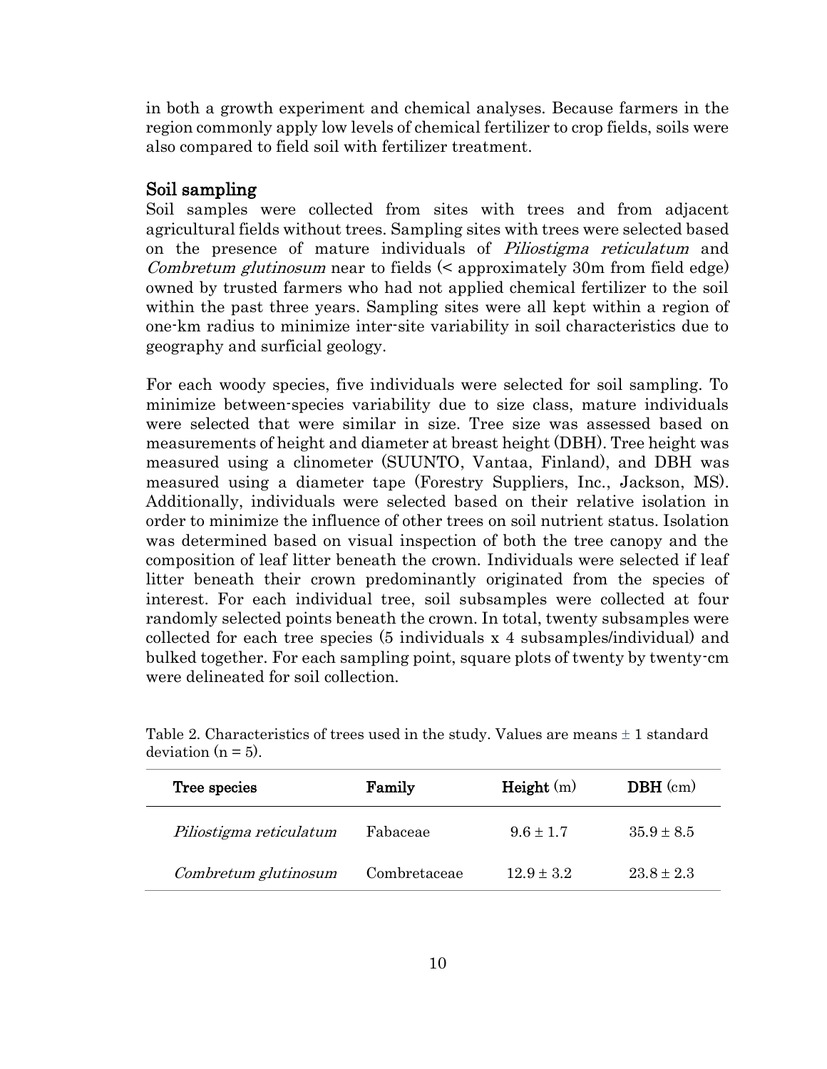in both a growth experiment and chemical analyses. Because farmers in the region commonly apply low levels of chemical fertilizer to crop fields, soils were also compared to field soil with fertilizer treatment.

## Soil sampling

Soil samples were collected from sites with trees and from adjacent agricultural fields without trees. Sampling sites with trees were selected based on the presence of mature individuals of *Piliostigma reticulatum* and *Combretum glutinosum* near to fields (< approximately 30m from field edge) owned by trusted farmers who had not applied chemical fertilizer to the soil within the past three years. Sampling sites were all kept within a region of one-km radius to minimize inter-site variability in soil characteristics due to geography and surficial geology.

For each woody species, five individuals were selected for soil sampling. To minimize between-species variability due to size class, mature individuals were selected that were similar in size. Tree size was assessed based on measurements of height and diameter at breast height (DBH). Tree height was measured using a clinometer (SUUNTO, Vantaa, Finland), and DBH was measured using a diameter tape (Forestry Suppliers, Inc., Jackson, MS). Additionally, individuals were selected based on their relative isolation in order to minimize the influence of other trees on soil nutrient status. Isolation was determined based on visual inspection of both the tree canopy and the composition of leaf litter beneath the crown. Individuals were selected if leaf litter beneath their crown predominantly originated from the species of interest. For each individual tree, soil subsamples were collected at four randomly selected points beneath the crown. In total, twenty subsamples were collected for each tree species (5 individuals x 4 subsamples/individual) and bulked together. For each sampling point, square plots of twenty by twenty-cm were delineated for soil collection.

Table 2. Characteristics of trees used in the study. Values are means ± 1 standard deviation (n = 5).

| **Tree species** | **Family** | **Height** (m) | **DBH** (cm) |
|---|---|---|---|
| *Piliostigma reticulatum* | Fabaceae | 9.6 ± 1.7 | 35.9 ± 8.5 |
| *Combretum glutinosum* | Combretaceae | 12.9 ± 3.2 | 23.8 ± 2.3 |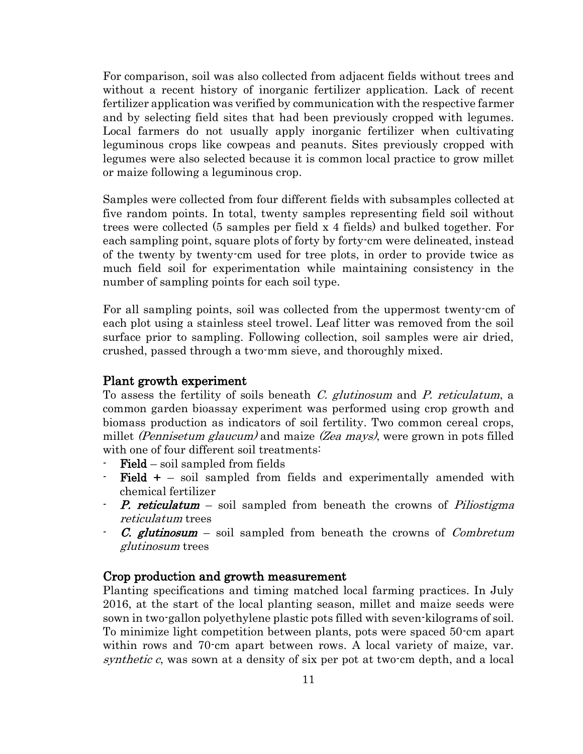For comparison, soil was also collected from adjacent fields without trees and without a recent history of inorganic fertilizer application. Lack of recent fertilizer application was verified by communication with the respective farmer and by selecting field sites that had been previously cropped with legumes. Local farmers do not usually apply inorganic fertilizer when cultivating leguminous crops like cowpeas and peanuts. Sites previously cropped with legumes were also selected because it is common local practice to grow millet or maize following a leguminous crop.

Samples were collected from four different fields with subsamples collected at five random points. In total, twenty samples representing field soil without trees were collected (5 samples per field x 4 fields) and bulked together. For each sampling point, square plots of forty by forty-cm were delineated, instead of the twenty by twenty-cm used for tree plots, in order to provide twice as much field soil for experimentation while maintaining consistency in the number of sampling points for each soil type.

For all sampling points, soil was collected from the uppermost twenty-cm of each plot using a stainless steel trowel. Leaf litter was removed from the soil surface prior to sampling. Following collection, soil samples were air dried, crushed, passed through a two-mm sieve, and thoroughly mixed.

## Plant growth experiment

To assess the fertility of soils beneath *C. glutinosum* and *P. reticulatum*, a common garden bioassay experiment was performed using crop growth and biomass production as indicators of soil fertility. Two common cereal crops, millet *(Pennisetum glaucum)* and maize *(Zea mays)*, were grown in pots filled with one of four different soil treatments:

- **Field** – soil sampled from fields
- **Field +** – soil sampled from fields and experimentally amended with chemical fertilizer
- ***P. reticulatum*** – soil sampled from beneath the crowns of *Piliostigma reticulatum* trees
- ***C. glutinosum*** – soil sampled from beneath the crowns of *Combretum glutinosum* trees

## Crop production and growth measurement

Planting specifications and timing matched local farming practices. In July 2016, at the start of the local planting season, millet and maize seeds were sown in two-gallon polyethylene plastic pots filled with seven-kilograms of soil. To minimize light competition between plants, pots were spaced 50-cm apart within rows and 70-cm apart between rows. A local variety of maize, var. *synthetic c*, was sown at a density of six per pot at two-cm depth, and a local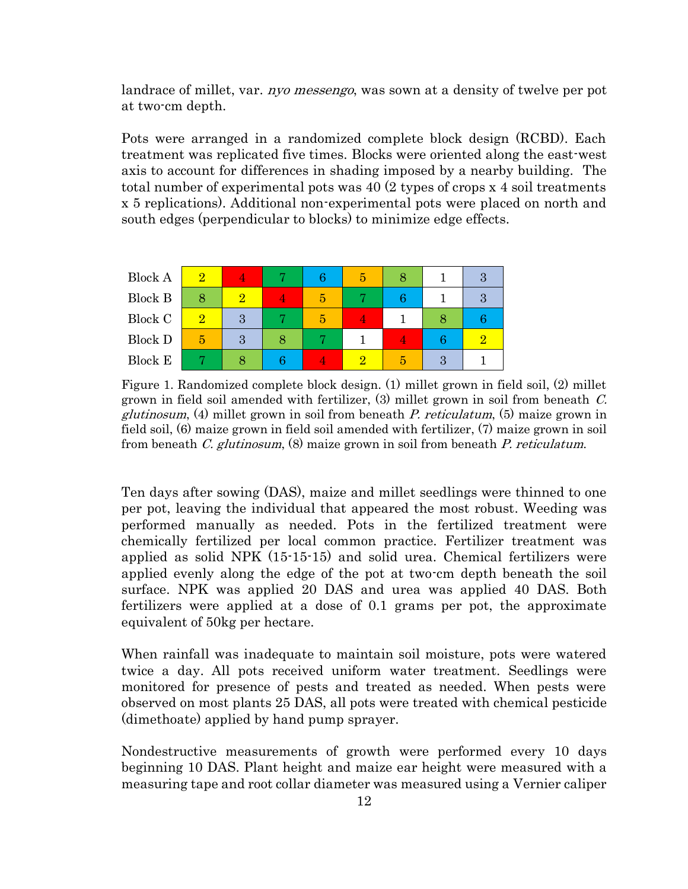landrace of millet, var. *nyo messengo*, was sown at a density of twelve per pot at two-cm depth.

Pots were arranged in a randomized complete block design (RCBD). Each treatment was replicated five times. Blocks were oriented along the east-west axis to account for differences in shading imposed by a nearby building. The total number of experimental pots was 40 (2 types of crops x 4 soil treatments x 5 replications). Additional non-experimental pots were placed on north and south edges (perpendicular to blocks) to minimize edge effects.

| | | | | | | | | |
|---|---|---|---|---|---|---|---|---|
| Block A | 2 | 4 | 7 | 6 | 5 | 8 | 1 | 3 |
| Block B | 8 | 2 | 4 | 5 | 7 | 6 | 1 | 3 |
| Block C | 2 | 3 | 7 | 5 | 4 | 1 | 8 | 6 |
| Block D | 5 | 3 | 8 | 7 | 1 | 4 | 6 | 2 |
| Block E | 7 | 8 | 6 | 4 | 2 | 5 | 3 | 1 |

Figure 1. Randomized complete block design. (1) millet grown in field soil, (2) millet grown in field soil amended with fertilizer, (3) millet grown in soil from beneath *C. glutinosum*, (4) millet grown in soil from beneath *P. reticulatum*, (5) maize grown in field soil, (6) maize grown in field soil amended with fertilizer, (7) maize grown in soil from beneath *C. glutinosum*, (8) maize grown in soil from beneath *P. reticulatum*.

Ten days after sowing (DAS), maize and millet seedlings were thinned to one per pot, leaving the individual that appeared the most robust. Weeding was performed manually as needed. Pots in the fertilized treatment were chemically fertilized per local common practice. Fertilizer treatment was applied as solid NPK (15-15-15) and solid urea. Chemical fertilizers were applied evenly along the edge of the pot at two-cm depth beneath the soil surface. NPK was applied 20 DAS and urea was applied 40 DAS. Both fertilizers were applied at a dose of 0.1 grams per pot, the approximate equivalent of 50kg per hectare.

When rainfall was inadequate to maintain soil moisture, pots were watered twice a day. All pots received uniform water treatment. Seedlings were monitored for presence of pests and treated as needed. When pests were observed on most plants 25 DAS, all pots were treated with chemical pesticide (dimethoate) applied by hand pump sprayer.

Nondestructive measurements of growth were performed every 10 days beginning 10 DAS. Plant height and maize ear height were measured with a measuring tape and root collar diameter was measured using a Vernier caliper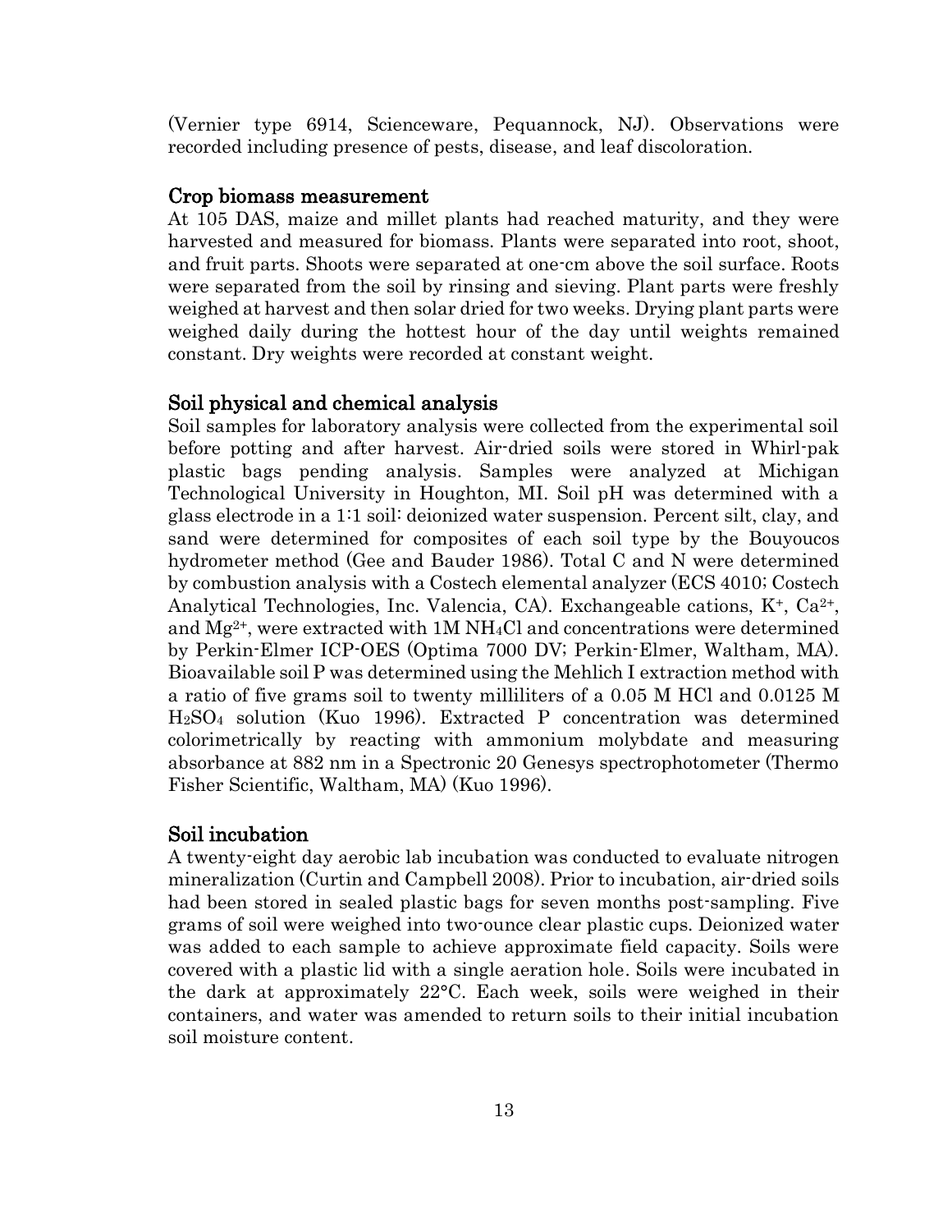(Vernier type 6914, Scienceware, Pequannock, NJ). Observations were recorded including presence of pests, disease, and leaf discoloration.

### Crop biomass measurement

At 105 DAS, maize and millet plants had reached maturity, and they were harvested and measured for biomass. Plants were separated into root, shoot, and fruit parts. Shoots were separated at one-cm above the soil surface. Roots were separated from the soil by rinsing and sieving. Plant parts were freshly weighed at harvest and then solar dried for two weeks. Drying plant parts were weighed daily during the hottest hour of the day until weights remained constant. Dry weights were recorded at constant weight.

### Soil physical and chemical analysis

Soil samples for laboratory analysis were collected from the experimental soil before potting and after harvest. Air-dried soils were stored in Whirl-pak plastic bags pending analysis. Samples were analyzed at Michigan Technological University in Houghton, MI. Soil pH was determined with a glass electrode in a 1:1 soil: deionized water suspension. Percent silt, clay, and sand were determined for composites of each soil type by the Bouyoucos hydrometer method (Gee and Bauder 1986). Total C and N were determined by combustion analysis with a Costech elemental analyzer (ECS 4010; Costech Analytical Technologies, Inc. Valencia, CA). Exchangeable cations, $K^+$, $Ca^{2+}$, and $Mg^{2+}$, were extracted with 1M $NH_4Cl$ and concentrations were determined by Perkin-Elmer ICP-OES (Optima 7000 DV; Perkin-Elmer, Waltham, MA). Bioavailable soil P was determined using the Mehlich I extraction method with a ratio of five grams soil to twenty milliliters of a 0.05 M HCl and 0.0125 M $H_2SO_4$ solution (Kuo 1996). Extracted P concentration was determined colorimetrically by reacting with ammonium molybdate and measuring absorbance at 882 nm in a Spectronic 20 Genesys spectrophotometer (Thermo Fisher Scientific, Waltham, MA) (Kuo 1996).

### Soil incubation

A twenty-eight day aerobic lab incubation was conducted to evaluate nitrogen mineralization (Curtin and Campbell 2008). Prior to incubation, air-dried soils had been stored in sealed plastic bags for seven months post-sampling. Five grams of soil were weighed into two-ounce clear plastic cups. Deionized water was added to each sample to achieve approximate field capacity. Soils were covered with a plastic lid with a single aeration hole. Soils were incubated in the dark at approximately 22°C. Each week, soils were weighed in their containers, and water was amended to return soils to their initial incubation soil moisture content.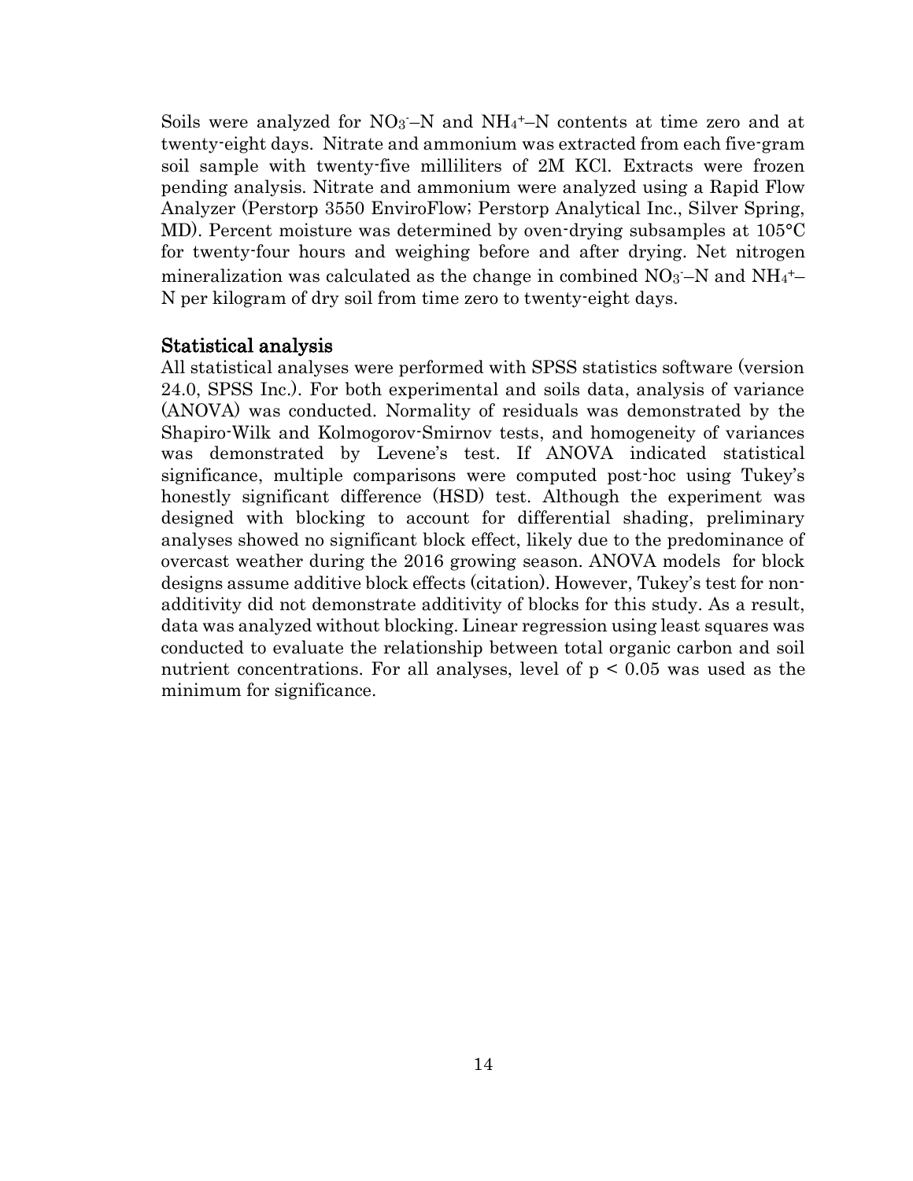Soils were analyzed for $NO_3^-$–N and $NH_4^+$–N contents at time zero and at twenty-eight days. Nitrate and ammonium was extracted from each five-gram soil sample with twenty-five milliliters of 2M KCl. Extracts were frozen pending analysis. Nitrate and ammonium were analyzed using a Rapid Flow Analyzer (Perstorp 3550 EnviroFlow; Perstorp Analytical Inc., Silver Spring, MD). Percent moisture was determined by oven-drying subsamples at 105°C for twenty-four hours and weighing before and after drying. Net nitrogen mineralization was calculated as the change in combined $NO_3^-$–N and $NH_4^+$–N per kilogram of dry soil from time zero to twenty-eight days.

### Statistical analysis

All statistical analyses were performed with SPSS statistics software (version 24.0, SPSS Inc.). For both experimental and soils data, analysis of variance (ANOVA) was conducted. Normality of residuals was demonstrated by the Shapiro-Wilk and Kolmogorov-Smirnov tests, and homogeneity of variances was demonstrated by Levene's test. If ANOVA indicated statistical significance, multiple comparisons were computed post-hoc using Tukey's honestly significant difference (HSD) test. Although the experiment was designed with blocking to account for differential shading, preliminary analyses showed no significant block effect, likely due to the predominance of overcast weather during the 2016 growing season. ANOVA models for block designs assume additive block effects (citation). However, Tukey's test for non-additivity did not demonstrate additivity of blocks for this study. As a result, data was analyzed without blocking. Linear regression using least squares was conducted to evaluate the relationship between total organic carbon and soil nutrient concentrations. For all analyses, level of $p < 0.05$ was used as the minimum for significance.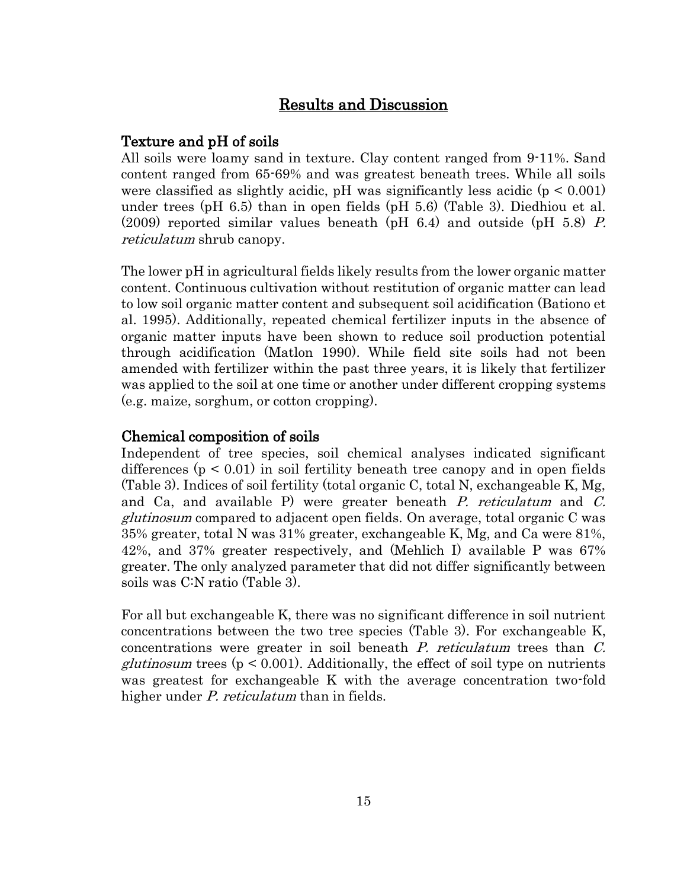## Results and Discussion

### Texture and pH of soils

All soils were loamy sand in texture. Clay content ranged from 9-11%. Sand content ranged from 65-69% and was greatest beneath trees. While all soils were classified as slightly acidic, pH was significantly less acidic ($p < 0.001$) under trees (pH 6.5) than in open fields (pH 5.6) (Table 3). Diedhiou et al. (2009) reported similar values beneath (pH 6.4) and outside (pH 5.8) *P. reticulatum* shrub canopy.

The lower pH in agricultural fields likely results from the lower organic matter content. Continuous cultivation without restitution of organic matter can lead to low soil organic matter content and subsequent soil acidification (Bationo et al. 1995). Additionally, repeated chemical fertilizer inputs in the absence of organic matter inputs have been shown to reduce soil production potential through acidification (Matlon 1990). While field site soils had not been amended with fertilizer within the past three years, it is likely that fertilizer was applied to the soil at one time or another under different cropping systems (e.g. maize, sorghum, or cotton cropping).

### Chemical composition of soils

Independent of tree species, soil chemical analyses indicated significant differences ($p < 0.01$) in soil fertility beneath tree canopy and in open fields (Table 3). Indices of soil fertility (total organic C, total N, exchangeable K, Mg, and Ca, and available P) were greater beneath *P. reticulatum* and *C. glutinosum* compared to adjacent open fields. On average, total organic C was 35% greater, total N was 31% greater, exchangeable K, Mg, and Ca were 81%, 42%, and 37% greater respectively, and (Mehlich I) available P was 67% greater. The only analyzed parameter that did not differ significantly between soils was C:N ratio (Table 3).

For all but exchangeable K, there was no significant difference in soil nutrient concentrations between the two tree species (Table 3). For exchangeable K, concentrations were greater in soil beneath *P. reticulatum* trees than *C. glutinosum* trees ($p < 0.001$). Additionally, the effect of soil type on nutrients was greatest for exchangeable K with the average concentration two-fold higher under *P. reticulatum* than in fields.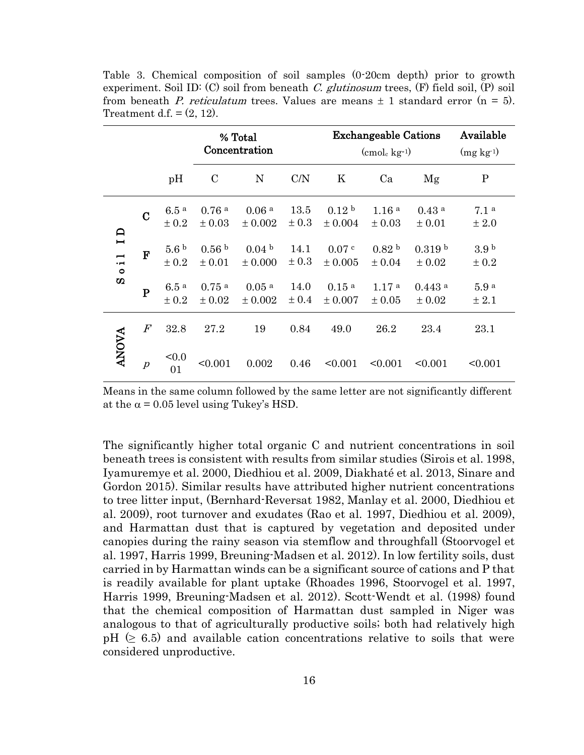Table 3. Chemical composition of soil samples (0-20cm depth) prior to growth experiment. Soil ID: (C) soil from beneath *C. glutinosum* trees, (F) field soil, (P) soil from beneath *P. reticulatum* trees. Values are means ± 1 standard error (n = 5). Treatment d.f. = (2, 12).

| | | | % Total Concentration | | | Exchangeable Cations ($cmol_c\ kg^{-1}$) | | | Available ($mg\ kg^{-1}$) |
|---|---|---|---|---|---|---|---|---|---|
| | | pH | C | N | C/N | K | Ca | Mg | P |
| Soil ID | **C** | 6.5 [a] ± 0.2 | 0.76 [a] ± 0.03 | 0.06 [a] ± 0.002 | 13.5 ± 0.3 | 0.12 [b] ± 0.004 | 1.16 [a] ± 0.03 | 0.43 [a] ± 0.01 | 7.1 [a] ± 2.0 |
| | **F** | 5.6 [b] ± 0.2 | 0.56 [b] ± 0.01 | 0.04 [b] ± 0.000 | 14.1 ± 0.3 | 0.07 [c] ± 0.005 | 0.82 [b] ± 0.04 | 0.319 [b] ± 0.02 | 3.9 [b] ± 0.2 |
| | **P** | 6.5 [a] ± 0.2 | 0.75 [a] ± 0.02 | 0.05 [a] ± 0.002 | 14.0 ± 0.4 | 0.15 [a] ± 0.007 | 1.17 [a] ± 0.05 | 0.443 [a] ± 0.02 | 5.9 [a] ± 2.1 |
| **ANOVA** | $F$ | 32.8 | 27.2 | 19 | 0.84 | 49.0 | 26.2 | 23.4 | 23.1 |
| | $p$ | <0.001 | <0.001 | 0.002 | 0.46 | <0.001 | <0.001 | <0.001 | <0.001 |

Means in the same column followed by the same letter are not significantly different at the $\alpha = 0.05$ level using Tukey's HSD.

The significantly higher total organic C and nutrient concentrations in soil beneath trees is consistent with results from similar studies (Sirois et al. 1998, Iyamuremye et al. 2000, Diedhiou et al. 2009, Diakhaté et al. 2013, Sinare and Gordon 2015). Similar results have attributed higher nutrient concentrations to tree litter input, (Bernhard-Reversat 1982, Manlay et al. 2000, Diedhiou et al. 2009), root turnover and exudates (Rao et al. 1997, Diedhiou et al. 2009), and Harmattan dust that is captured by vegetation and deposited under canopies during the rainy season via stemflow and throughfall (Stoorvogel et al. 1997, Harris 1999, Breuning-Madsen et al. 2012). In low fertility soils, dust carried in by Harmattan winds can be a significant source of cations and P that is readily available for plant uptake (Rhoades 1996, Stoorvogel et al. 1997, Harris 1999, Breuning-Madsen et al. 2012). Scott-Wendt et al. (1998) found that the chemical composition of Harmattan dust sampled in Niger was analogous to that of agriculturally productive soils; both had relatively high pH ($\geq$ 6.5) and available cation concentrations relative to soils that were considered unproductive.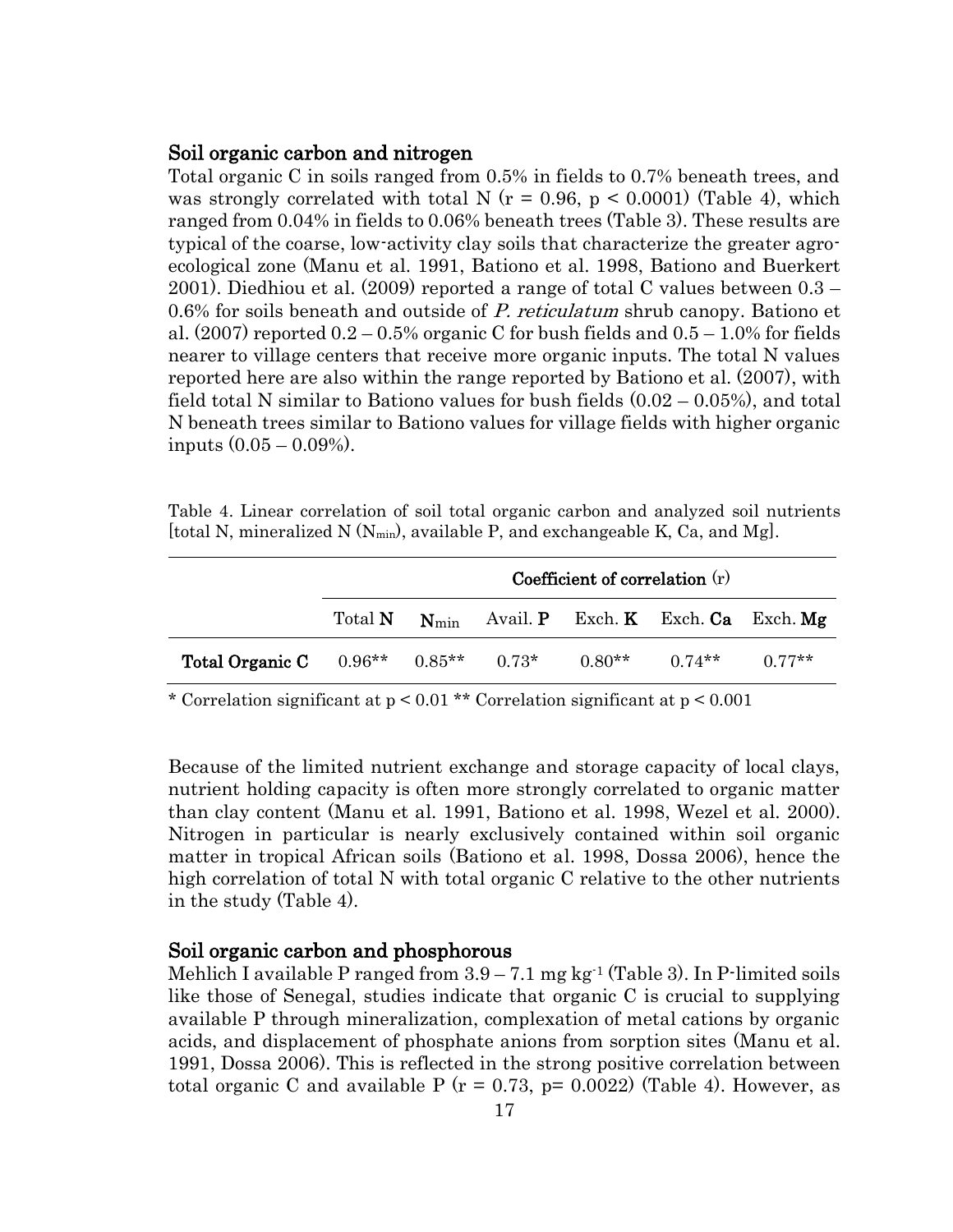## Soil organic carbon and nitrogen

Total organic C in soils ranged from 0.5% in fields to 0.7% beneath trees, and was strongly correlated with total N ($r = 0.96$, $p < 0.0001$) (Table 4), which ranged from 0.04% in fields to 0.06% beneath trees (Table 3). These results are typical of the coarse, low-activity clay soils that characterize the greater agro-ecological zone (Manu et al. 1991, Bationo et al. 1998, Bationo and Buerkert 2001). Diedhiou et al. (2009) reported a range of total C values between 0.3 – 0.6% for soils beneath and outside of *P. reticulatum* shrub canopy. Bationo et al. (2007) reported 0.2 – 0.5% organic C for bush fields and 0.5 – 1.0% for fields nearer to village centers that receive more organic inputs. The total N values reported here are also within the range reported by Bationo et al. (2007), with field total N similar to Bationo values for bush fields (0.02 – 0.05%), and total N beneath trees similar to Bationo values for village fields with higher organic inputs (0.05 – 0.09%).

Table 4. Linear correlation of soil total organic carbon and analyzed soil nutrients [total N, mineralized N ($N_{min}$), available P, and exchangeable K, Ca, and Mg].

| | Coefficient of correlation (r) | | | | | |
|---|---|---|---|---|---|---|
| | Total **N** | $\mathbf{N}_{min}$ | Avail. **P** | Exch. **K** | Exch. **Ca** | Exch. **Mg** |
| **Total Organic C** | 0.96** | 0.85** | 0.73* | 0.80** | 0.74** | 0.77** |

* Correlation significant at $p < 0.01$ ** Correlation significant at $p < 0.001$

Because of the limited nutrient exchange and storage capacity of local clays, nutrient holding capacity is often more strongly correlated to organic matter than clay content (Manu et al. 1991, Bationo et al. 1998, Wezel et al. 2000). Nitrogen in particular is nearly exclusively contained within soil organic matter in tropical African soils (Bationo et al. 1998, Dossa 2006), hence the high correlation of total N with total organic C relative to the other nutrients in the study (Table 4).

## Soil organic carbon and phosphorous

Mehlich I available P ranged from 3.9 – 7.1 mg $kg^{-1}$ (Table 3). In P-limited soils like those of Senegal, studies indicate that organic C is crucial to supplying available P through mineralization, complexation of metal cations by organic acids, and displacement of phosphate anions from sorption sites (Manu et al. 1991, Dossa 2006). This is reflected in the strong positive correlation between total organic C and available P ($r = 0.73$, $p = 0.0022$) (Table 4). However, as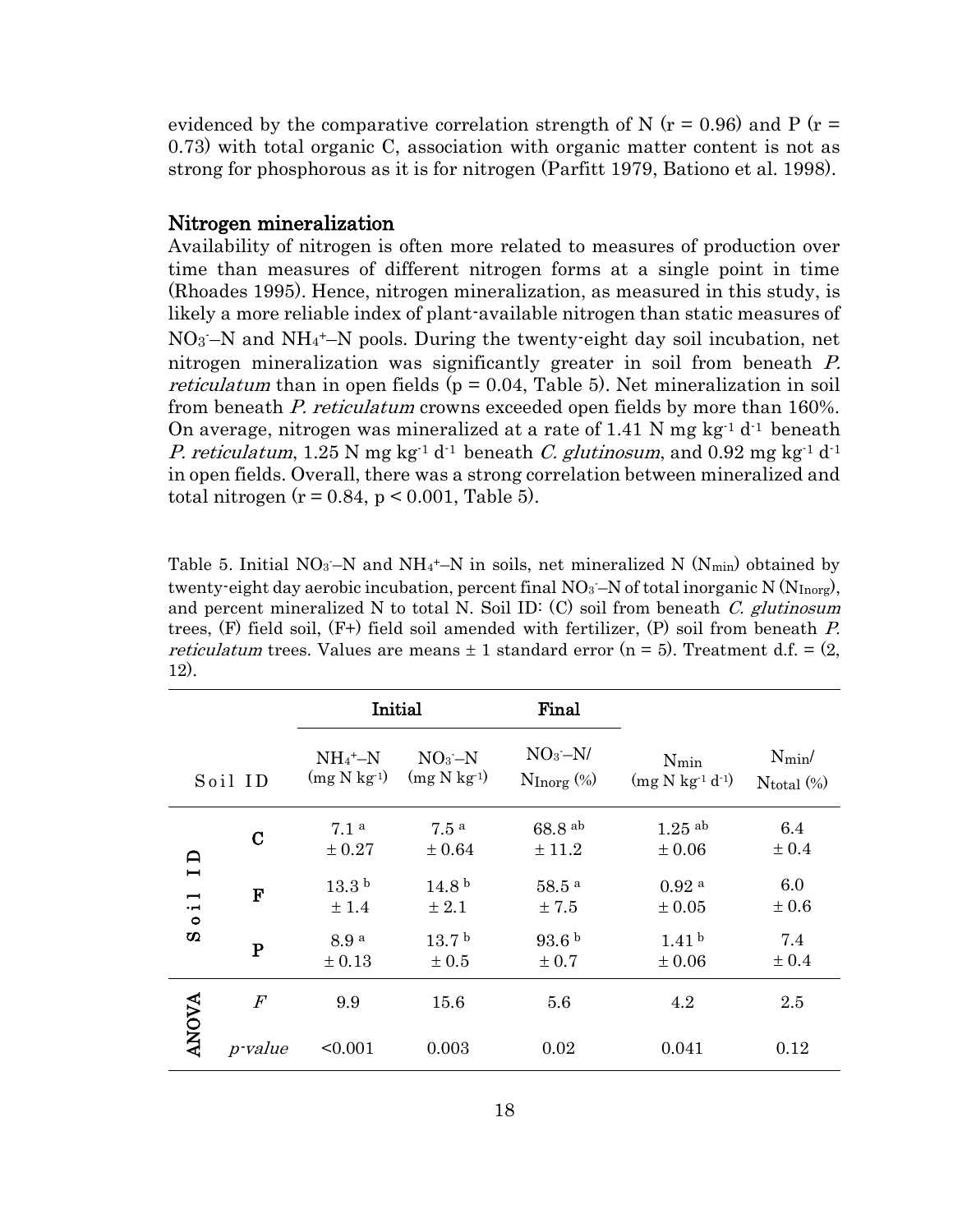evidenced by the comparative correlation strength of N ($r = 0.96$) and P ($r = 0.73$) with total organic C, association with organic matter content is not as strong for phosphorous as it is for nitrogen (Parfitt 1979, Bationo et al. 1998).

## Nitrogen mineralization

Availability of nitrogen is often more related to measures of production over time than measures of different nitrogen forms at a single point in time (Rhoades 1995). Hence, nitrogen mineralization, as measured in this study, is likely a more reliable index of plant-available nitrogen than static measures of $NO_3^-$–N and $NH_4^+$–N pools. During the twenty-eight day soil incubation, net nitrogen mineralization was significantly greater in soil from beneath *P. reticulatum* than in open fields ($p = 0.04$, Table 5). Net mineralization in soil from beneath *P. reticulatum* crowns exceeded open fields by more than 160%. On average, nitrogen was mineralized at a rate of 1.41 N mg kg$^{-1}$ d$^{-1}$ beneath *P. reticulatum*, 1.25 N mg kg$^{-1}$ d$^{-1}$ beneath *C. glutinosum*, and 0.92 mg kg$^{-1}$ d$^{-1}$ in open fields. Overall, there was a strong correlation between mineralized and total nitrogen ($r = 0.84$, $p < 0.001$, Table 5).

Table 5. Initial $NO_3^-$–N and $NH_4^+$–N in soils, net mineralized N ($N_{min}$) obtained by twenty-eight day aerobic incubation, percent final $NO_3^-$–N of total inorganic N ($N_{Inorg}$), and percent mineralized N to total N. Soil ID: (C) soil from beneath *C. glutinosum* trees, (F) field soil, (F+) field soil amended with fertilizer, (P) soil from beneath *P. reticulatum* trees. Values are means ± 1 standard error (n = 5). Treatment d.f. = (2, 12).

| | | Initial | | Final | | |
|---|---|---|---|---|---|---|
| Soil ID | | $NH_4^+$–N (mg N kg$^{-1}$) | $NO_3^-$–N (mg N kg$^{-1}$) | $NO_3^-$–N/ $N_{Inorg}$ (%) | $N_{min}$ (mg N kg$^{-1}$ d$^{-1}$) | $N_{min}$/ $N_{total}$ (%) |
| Soil ID | C | 7.1 [a] ± 0.27 | 7.5 [a] ± 0.64 | 68.8 [ab] ± 11.2 | 1.25 [ab] ± 0.06 | 6.4 ± 0.4 |
| | F | 13.3 [b] ± 1.4 | 14.8 [b] ± 2.1 | 58.5 [a] ± 7.5 | 0.92 [a] ± 0.05 | 6.0 ± 0.6 |
| | P | 8.9 [a] ± 0.13 | 13.7 [b] ± 0.5 | 93.6 [b] ± 0.7 | 1.41 [b] ± 0.06 | 7.4 ± 0.4 |
| ANOVA | *F* | 9.9 | 15.6 | 5.6 | 4.2 | 2.5 |
| | *p-value* | <0.001 | 0.003 | 0.02 | 0.041 | 0.12 |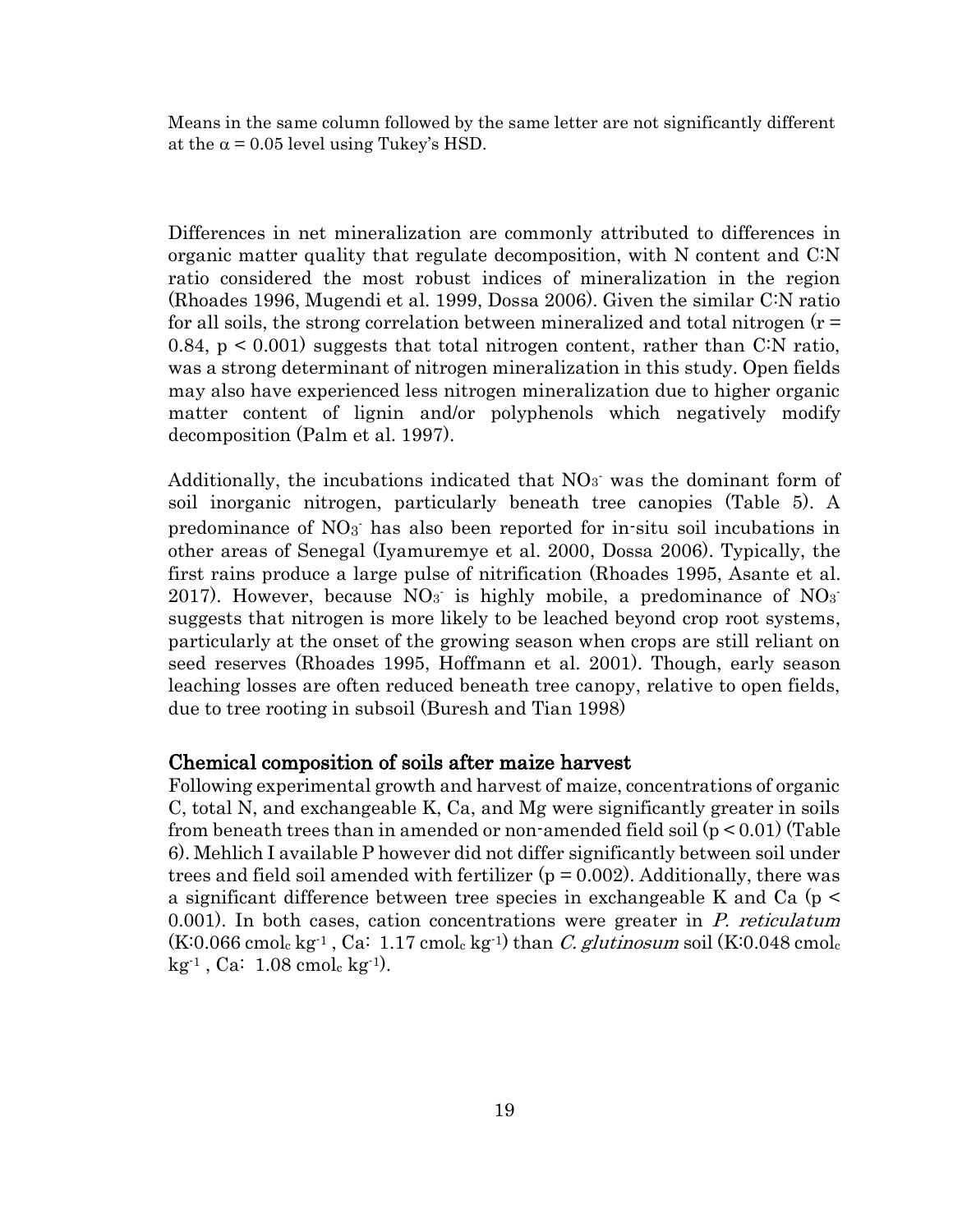Means in the same column followed by the same letter are not significantly different at the $\alpha = 0.05$ level using Tukey's HSD.

Differences in net mineralization are commonly attributed to differences in organic matter quality that regulate decomposition, with N content and C:N ratio considered the most robust indices of mineralization in the region (Rhoades 1996, Mugendi et al. 1999, Dossa 2006). Given the similar C:N ratio for all soils, the strong correlation between mineralized and total nitrogen ($r = 0.84$, $p < 0.001$) suggests that total nitrogen content, rather than C:N ratio, was a strong determinant of nitrogen mineralization in this study. Open fields may also have experienced less nitrogen mineralization due to higher organic matter content of lignin and/or polyphenols which negatively modify decomposition (Palm et al. 1997).

Additionally, the incubations indicated that $NO_3^-$ was the dominant form of soil inorganic nitrogen, particularly beneath tree canopies (Table 5). A predominance of $NO_3^-$ has also been reported for in-situ soil incubations in other areas of Senegal (Iyamuremye et al. 2000, Dossa 2006). Typically, the first rains produce a large pulse of nitrification (Rhoades 1995, Asante et al. 2017). However, because $NO_3^-$ is highly mobile, a predominance of $NO_3^-$ suggests that nitrogen is more likely to be leached beyond crop root systems, particularly at the onset of the growing season when crops are still reliant on seed reserves (Rhoades 1995, Hoffmann et al. 2001). Though, early season leaching losses are often reduced beneath tree canopy, relative to open fields, due to tree rooting in subsoil (Buresh and Tian 1998)

## Chemical composition of soils after maize harvest

Following experimental growth and harvest of maize, concentrations of organic C, total N, and exchangeable K, Ca, and Mg were significantly greater in soils from beneath trees than in amended or non-amended field soil ($p < 0.01$) (Table 6). Mehlich I available P however did not differ significantly between soil under trees and field soil amended with fertilizer ($p = 0.002$). Additionally, there was a significant difference between tree species in exchangeable K and Ca ($p < 0.001$). In both cases, cation concentrations were greater in *P. reticulatum* (K:0.066 $cmol_c\ kg^{-1}$ , Ca: 1.17 $cmol_c\ kg^{-1}$) than *C. glutinosum* soil (K:0.048 $cmol_c\ kg^{-1}$ , Ca: 1.08 $cmol_c\ kg^{-1}$).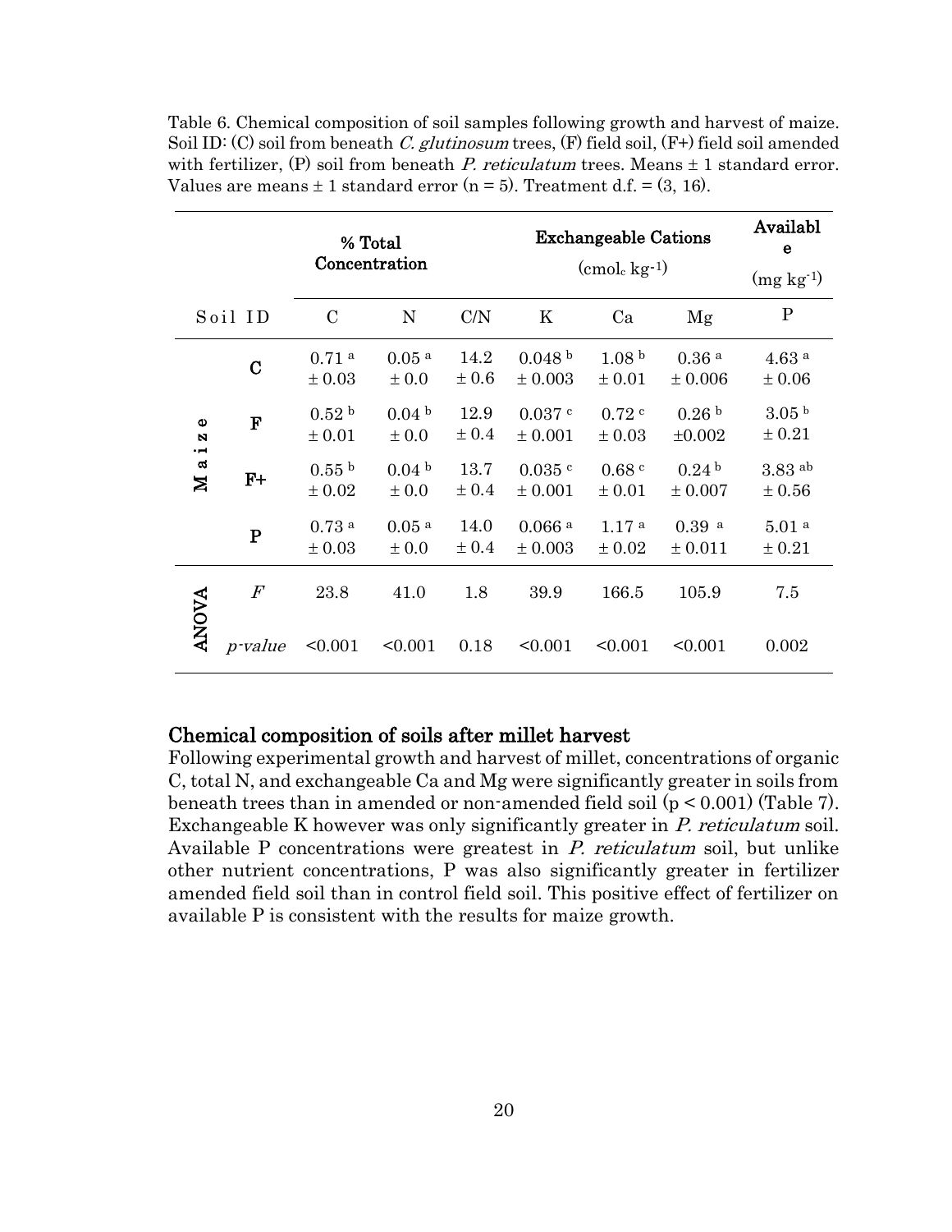Table 6. Chemical composition of soil samples following growth and harvest of maize. Soil ID: (C) soil from beneath *C. glutinosum* trees, (F) field soil, (F+) field soil amended with fertilizer, (P) soil from beneath *P. reticulatum* trees. Means ± 1 standard error. Values are means ± 1 standard error (n = 5). Treatment d.f. = (3, 16).

| | | **% Total Concentration** | | | **Exchangeable Cations** ($cmol_c\ kg^{-1}$) | | | **Available** ($mg\ kg^{-1}$) |
|---|---|---|---|---|---|---|---|---|
| **Soil ID** | | C | N | C/N | K | Ca | Mg | P |
| **Maize** | **C** | $0.71^{a}$ ± 0.03 | $0.05^{a}$ ± 0.0 | 14.2 ± 0.6 | $0.048^{b}$ ± 0.003 | $1.08^{b}$ ± 0.01 | $0.36^{a}$ ± 0.006 | $4.63^{a}$ ± 0.06 |
| | **F** | $0.52^{b}$ ± 0.01 | $0.04^{b}$ ± 0.0 | 12.9 ± 0.4 | $0.037^{c}$ ± 0.001 | $0.72^{c}$ ± 0.03 | $0.26^{b}$ ±0.002 | $3.05^{b}$ ± 0.21 |
| | **F+** | $0.55^{b}$ ± 0.02 | $0.04^{b}$ ± 0.0 | 13.7 ± 0.4 | $0.035^{c}$ ± 0.001 | $0.68^{c}$ ± 0.01 | $0.24^{b}$ ± 0.007 | $3.83^{ab}$ ± 0.56 |
| | **P** | $0.73^{a}$ ± 0.03 | $0.05^{a}$ ± 0.0 | 14.0 ± 0.4 | $0.066^{a}$ ± 0.003 | $1.17^{a}$ ± 0.02 | $0.39^{a}$ ± 0.011 | $5.01^{a}$ ± 0.21 |
| **ANOVA** | *F* | 23.8 | 41.0 | 1.8 | 39.9 | 166.5 | 105.9 | 7.5 |
| | *p-value* | <0.001 | <0.001 | 0.18 | <0.001 | <0.001 | <0.001 | 0.002 |

## Chemical composition of soils after millet harvest

Following experimental growth and harvest of millet, concentrations of organic C, total N, and exchangeable Ca and Mg were significantly greater in soils from beneath trees than in amended or non-amended field soil ($p < 0.001$) (Table 7). Exchangeable K however was only significantly greater in *P. reticulatum* soil. Available P concentrations were greatest in *P. reticulatum* soil, but unlike other nutrient concentrations, P was also significantly greater in fertilizer amended field soil than in control field soil. This positive effect of fertilizer on available P is consistent with the results for maize growth.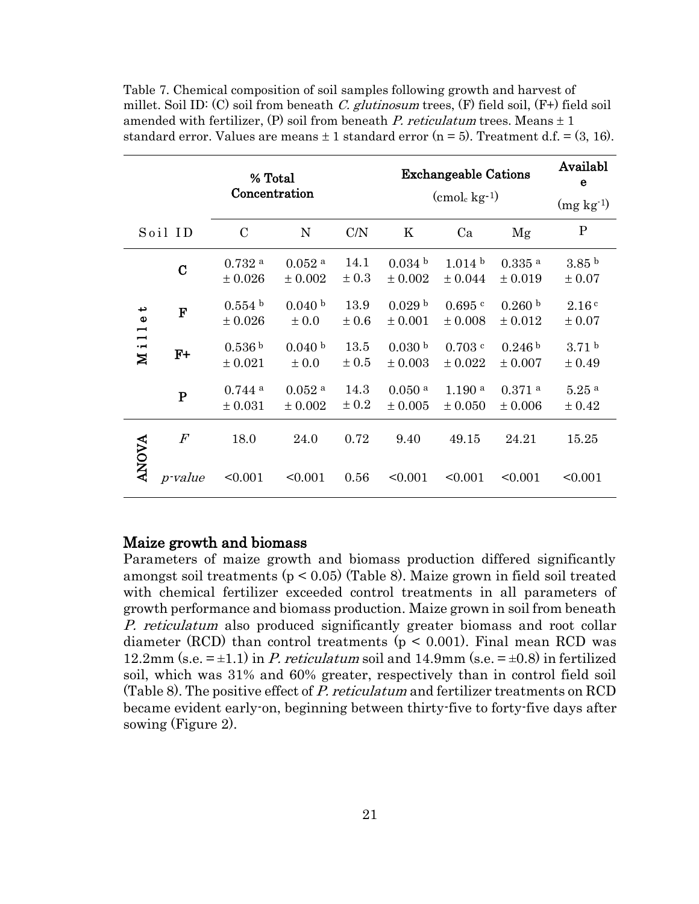Table 7. Chemical composition of soil samples following growth and harvest of millet. Soil ID: (C) soil from beneath *C. glutinosum* trees, (F) field soil, (F+) field soil amended with fertilizer, (P) soil from beneath *P. reticulatum* trees. Means ± 1 standard error. Values are means ± 1 standard error (n = 5). Treatment d.f. = (3, 16).

| | | % Total Concentration | | | Exchangeable Cations ($cmol_c\ kg^{-1}$) | | | Available ($mg\ kg^{-1}$) |
|---|---|---|---|---|---|---|---|---|
| Soil ID | | C | N | C/N | K | Ca | Mg | P |
| Millet | C | $0.732^{a}$ ± 0.026 | $0.052^{a}$ ± 0.002 | 14.1 ± 0.3 | $0.034^{b}$ ± 0.002 | $1.014^{b}$ ± 0.044 | $0.335^{a}$ ± 0.019 | $3.85^{b}$ ± 0.07 |
| | F | $0.554^{b}$ ± 0.026 | $0.040^{b}$ ± 0.0 | 13.9 ± 0.6 | $0.029^{b}$ ± 0.001 | $0.695^{c}$ ± 0.008 | $0.260^{b}$ ± 0.012 | $2.16^{c}$ ± 0.07 |
| | F+ | $0.536^{b}$ ± 0.021 | $0.040^{b}$ ± 0.0 | 13.5 ± 0.5 | $0.030^{b}$ ± 0.003 | $0.703^{c}$ ± 0.022 | $0.246^{b}$ ± 0.007 | $3.71^{b}$ ± 0.49 |
| | P | $0.744^{a}$ ± 0.031 | $0.052^{a}$ ± 0.002 | 14.3 ± 0.2 | $0.050^{a}$ ± 0.005 | $1.190^{a}$ ± 0.050 | $0.371^{a}$ ± 0.006 | $5.25^{a}$ ± 0.42 |
| ANOVA | *F* | 18.0 | 24.0 | 0.72 | 9.40 | 49.15 | 24.21 | 15.25 |
| | *p-value* | <0.001 | <0.001 | 0.56 | <0.001 | <0.001 | <0.001 | <0.001 |

## Maize growth and biomass

Parameters of maize growth and biomass production differed significantly amongst soil treatments ($p < 0.05$) (Table 8). Maize grown in field soil treated with chemical fertilizer exceeded control treatments in all parameters of growth performance and biomass production. Maize grown in soil from beneath *P. reticulatum* also produced significantly greater biomass and root collar diameter (RCD) than control treatments ($p < 0.001$). Final mean RCD was 12.2mm (s.e. = ±1.1) in *P. reticulatum* soil and 14.9mm (s.e. = ±0.8) in fertilized soil, which was 31% and 60% greater, respectively than in control field soil (Table 8). The positive effect of *P. reticulatum* and fertilizer treatments on RCD became evident early-on, beginning between thirty-five to forty-five days after sowing (Figure 2).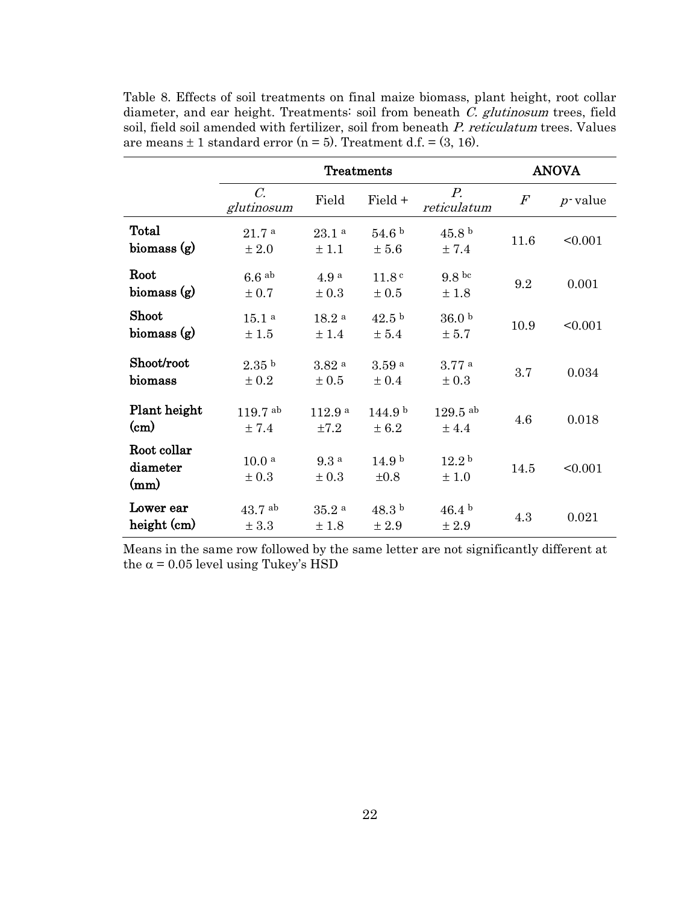Table 8. Effects of soil treatments on final maize biomass, plant height, root collar diameter, and ear height. Treatments: soil from beneath *C. glutinosum* trees, field soil, field soil amended with fertilizer, soil from beneath *P. reticulatum* trees. Values are means ± 1 standard error (n = 5). Treatment d.f. = (3, 16).

| | Treatments | | | | ANOVA | |
|---|---|---|---|---|---|---|
| | *C. glutinosum* | Field | Field + | *P. reticulatum* | $F$ | $p$-value |
| **Total biomass (g)** | 21.7 [a] ± 2.0 | 23.1 [a] ± 1.1 | 54.6 [b] ± 5.6 | 45.8 [b] ± 7.4 | 11.6 | <0.001 |
| **Root biomass (g)** | 6.6 [ab] ± 0.7 | 4.9 [a] ± 0.3 | 11.8 [c] ± 0.5 | 9.8 [bc] ± 1.8 | 9.2 | 0.001 |
| **Shoot biomass (g)** | 15.1 [a] ± 1.5 | 18.2 [a] ± 1.4 | 42.5 [b] ± 5.4 | 36.0 [b] ± 5.7 | 10.9 | <0.001 |
| **Shoot/root biomass** | 2.35 [b] ± 0.2 | 3.82 [a] ± 0.5 | 3.59 [a] ± 0.4 | 3.77 [a] ± 0.3 | 3.7 | 0.034 |
| **Plant height (cm)** | 119.7 [ab] ± 7.4 | 112.9 [a] ±7.2 | 144.9 [b] ± 6.2 | 129.5 [ab] ± 4.4 | 4.6 | 0.018 |
| **Root collar diameter (mm)** | 10.0 [a] ± 0.3 | 9.3 [a] ± 0.3 | 14.9 [b] ±0.8 | 12.2 [b] ± 1.0 | 14.5 | <0.001 |
| **Lower ear height (cm)** | 43.7 [ab] ± 3.3 | 35.2 [a] ± 1.8 | 48.3 [b] ± 2.9 | 46.4 [b] ± 2.9 | 4.3 | 0.021 |

Means in the same row followed by the same letter are not significantly different at the $\alpha = 0.05$ level using Tukey's HSD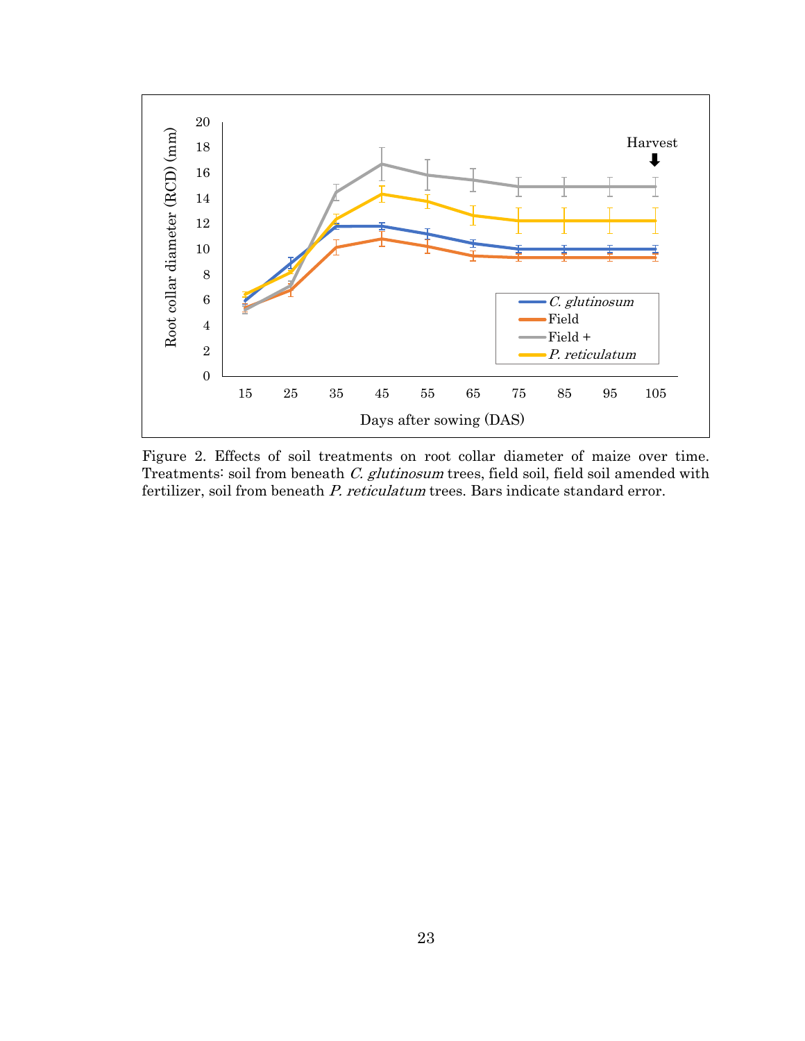Figure 2. Effects of soil treatments on root collar diameter of maize over time. Treatments: soil from beneath *C. glutinosum* trees, field soil, field soil amended with fertilizer, soil from beneath *P. reticulatum* trees. Bars indicate standard error.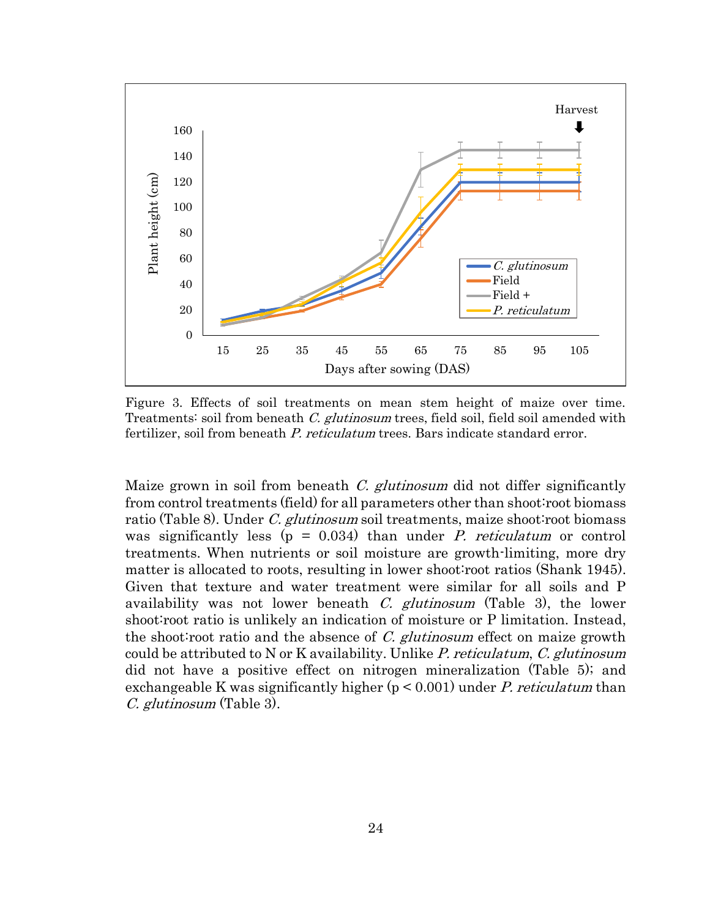Figure 3. Effects of soil treatments on mean stem height of maize over time. Treatments: soil from beneath *C. glutinosum* trees, field soil, field soil amended with fertilizer, soil from beneath *P. reticulatum* trees. Bars indicate standard error.

Maize grown in soil from beneath *C. glutinosum* did not differ significantly from control treatments (field) for all parameters other than shoot:root biomass ratio (Table 8). Under *C. glutinosum* soil treatments, maize shoot:root biomass was significantly less ($p = 0.034$) than under *P. reticulatum* or control treatments. When nutrients or soil moisture are growth-limiting, more dry matter is allocated to roots, resulting in lower shoot:root ratios (Shank 1945). Given that texture and water treatment were similar for all soils and P availability was not lower beneath *C. glutinosum* (Table 3), the lower shoot:root ratio is unlikely an indication of moisture or P limitation. Instead, the shoot:root ratio and the absence of *C. glutinosum* effect on maize growth could be attributed to N or K availability. Unlike *P. reticulatum*, *C. glutinosum* did not have a positive effect on nitrogen mineralization (Table 5); and exchangeable K was significantly higher ($p < 0.001$) under *P. reticulatum* than *C. glutinosum* (Table 3).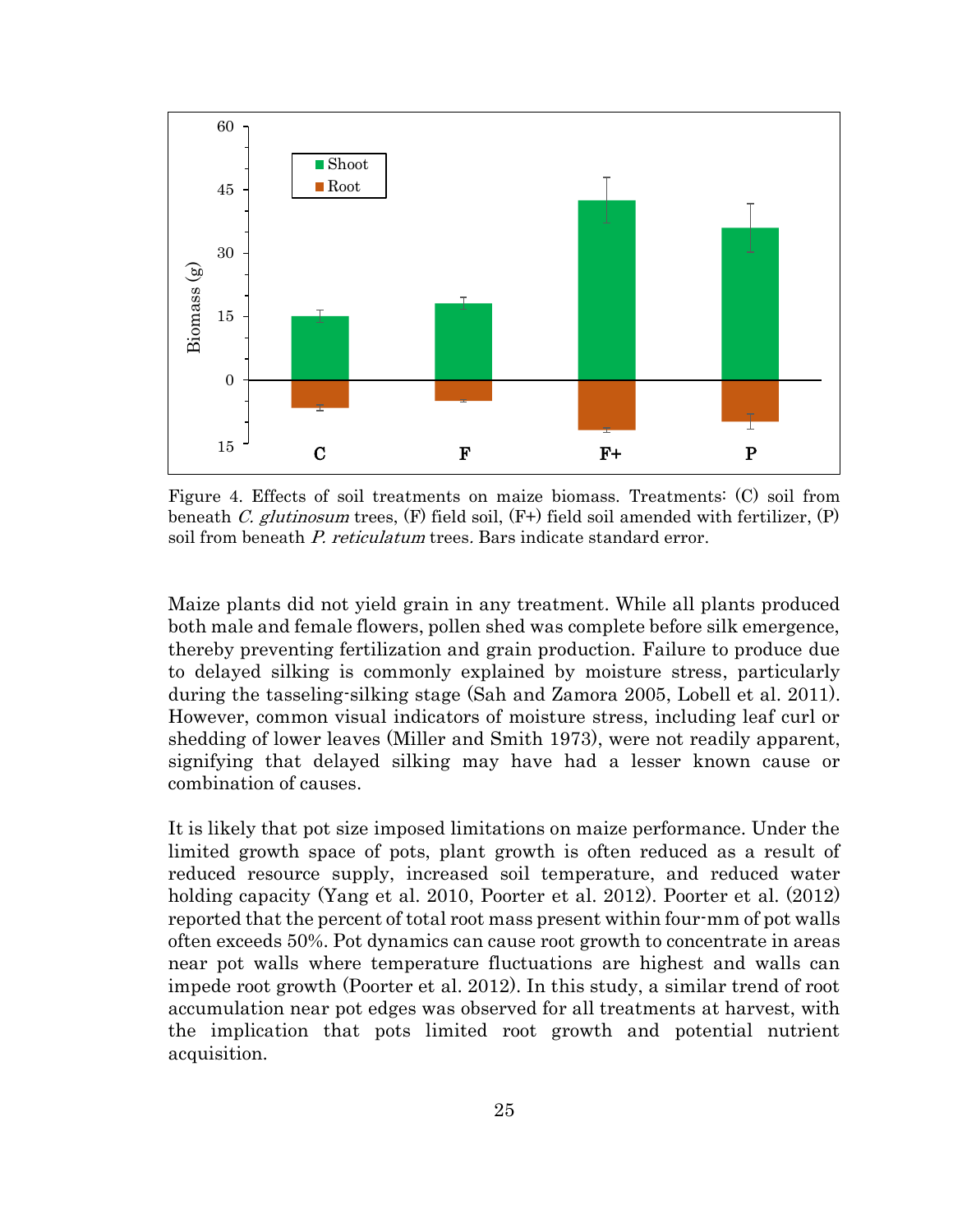Figure 4. Effects of soil treatments on maize biomass. Treatments: (C) soil from beneath *C. glutinosum* trees, (F) field soil, (F+) field soil amended with fertilizer, (P) soil from beneath *P. reticulatum* trees. Bars indicate standard error.

Maize plants did not yield grain in any treatment. While all plants produced both male and female flowers, pollen shed was complete before silk emergence, thereby preventing fertilization and grain production. Failure to produce due to delayed silking is commonly explained by moisture stress, particularly during the tasseling-silking stage (Sah and Zamora 2005, Lobell et al. 2011). However, common visual indicators of moisture stress, including leaf curl or shedding of lower leaves (Miller and Smith 1973), were not readily apparent, signifying that delayed silking may have had a lesser known cause or combination of causes.

It is likely that pot size imposed limitations on maize performance. Under the limited growth space of pots, plant growth is often reduced as a result of reduced resource supply, increased soil temperature, and reduced water holding capacity (Yang et al. 2010, Poorter et al. 2012). Poorter et al. (2012) reported that the percent of total root mass present within four-mm of pot walls often exceeds 50%. Pot dynamics can cause root growth to concentrate in areas near pot walls where temperature fluctuations are highest and walls can impede root growth (Poorter et al. 2012). In this study, a similar trend of root accumulation near pot edges was observed for all treatments at harvest, with the implication that pots limited root growth and potential nutrient acquisition.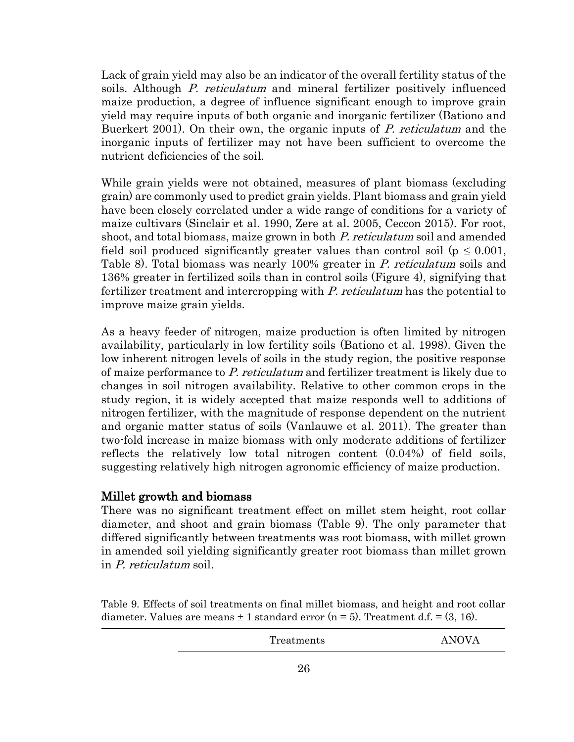Lack of grain yield may also be an indicator of the overall fertility status of the soils. Although *P. reticulatum* and mineral fertilizer positively influenced maize production, a degree of influence significant enough to improve grain yield may require inputs of both organic and inorganic fertilizer (Bationo and Buerkert 2001). On their own, the organic inputs of *P. reticulatum* and the inorganic inputs of fertilizer may not have been sufficient to overcome the nutrient deficiencies of the soil.

While grain yields were not obtained, measures of plant biomass (excluding grain) are commonly used to predict grain yields. Plant biomass and grain yield have been closely correlated under a wide range of conditions for a variety of maize cultivars (Sinclair et al. 1990, Zere at al. 2005, Ceccon 2015). For root, shoot, and total biomass, maize grown in both *P. reticulatum* soil and amended field soil produced significantly greater values than control soil ($p \leq 0.001$, Table 8). Total biomass was nearly 100% greater in *P. reticulatum* soils and 136% greater in fertilized soils than in control soils (Figure 4), signifying that fertilizer treatment and intercropping with *P. reticulatum* has the potential to improve maize grain yields.

As a heavy feeder of nitrogen, maize production is often limited by nitrogen availability, particularly in low fertility soils (Bationo et al. 1998). Given the low inherent nitrogen levels of soils in the study region, the positive response of maize performance to *P. reticulatum* and fertilizer treatment is likely due to changes in soil nitrogen availability. Relative to other common crops in the study region, it is widely accepted that maize responds well to additions of nitrogen fertilizer, with the magnitude of response dependent on the nutrient and organic matter status of soils (Vanlauwe et al. 2011). The greater than two-fold increase in maize biomass with only moderate additions of fertilizer reflects the relatively low total nitrogen content (0.04%) of field soils, suggesting relatively high nitrogen agronomic efficiency of maize production.

## Millet growth and biomass

There was no significant treatment effect on millet stem height, root collar diameter, and shoot and grain biomass (Table 9). The only parameter that differed significantly between treatments was root biomass, with millet grown in amended soil yielding significantly greater root biomass than millet grown in *P. reticulatum* soil.

Table 9. Effects of soil treatments on final millet biomass, and height and root collar diameter. Values are means ± 1 standard error (n = 5). Treatment d.f. = (3, 16).

| | Treatments | ANOVA |
|---|---|---|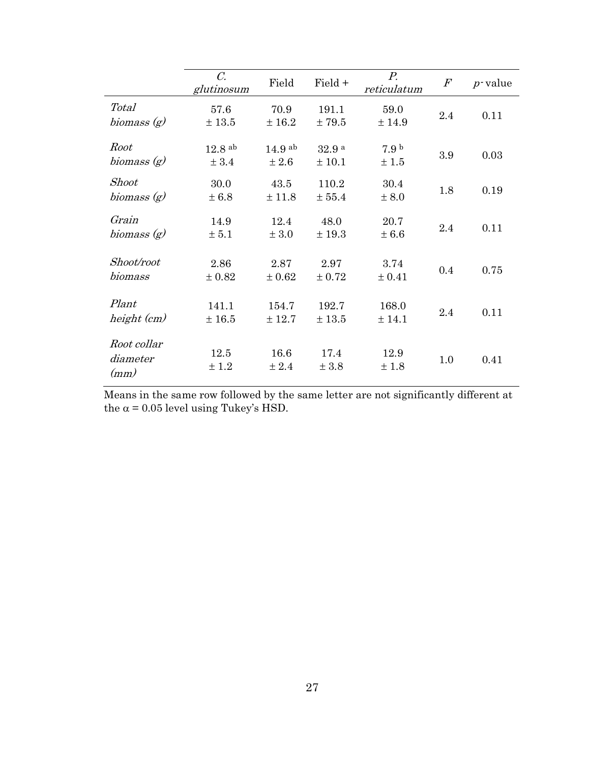| | *C. glutinosum* | Field | Field + | *P. reticulatum* | *F* | *p*-value |
|---|---|---|---|---|---|---|
| *Total biomass (g)* | 57.6 ± 13.5 | 70.9 ± 16.2 | 191.1 ± 79.5 | 59.0 ± 14.9 | 2.4 | 0.11 |
| *Root biomass (g)* | 12.8 $^{ab}$ ± 3.4 | 14.9 $^{ab}$ ± 2.6 | 32.9 $^{a}$ ± 10.1 | 7.9 $^{b}$ ± 1.5 | 3.9 | 0.03 |
| *Shoot biomass (g)* | 30.0 ± 6.8 | 43.5 ± 11.8 | 110.2 ± 55.4 | 30.4 ± 8.0 | 1.8 | 0.19 |
| *Grain biomass (g)* | 14.9 ± 5.1 | 12.4 ± 3.0 | 48.0 ± 19.3 | 20.7 ± 6.6 | 2.4 | 0.11 |
| *Shoot/root biomass* | 2.86 ± 0.82 | 2.87 ± 0.62 | 2.97 ± 0.72 | 3.74 ± 0.41 | 0.4 | 0.75 |
| *Plant height (cm)* | 141.1 ± 16.5 | 154.7 ± 12.7 | 192.7 ± 13.5 | 168.0 ± 14.1 | 2.4 | 0.11 |
| *Root collar diameter (mm)* | 12.5 ± 1.2 | 16.6 ± 2.4 | 17.4 ± 3.8 | 12.9 ± 1.8 | 1.0 | 0.41 |

Means in the same row followed by the same letter are not significantly different at the $\alpha = 0.05$ level using Tukey's HSD.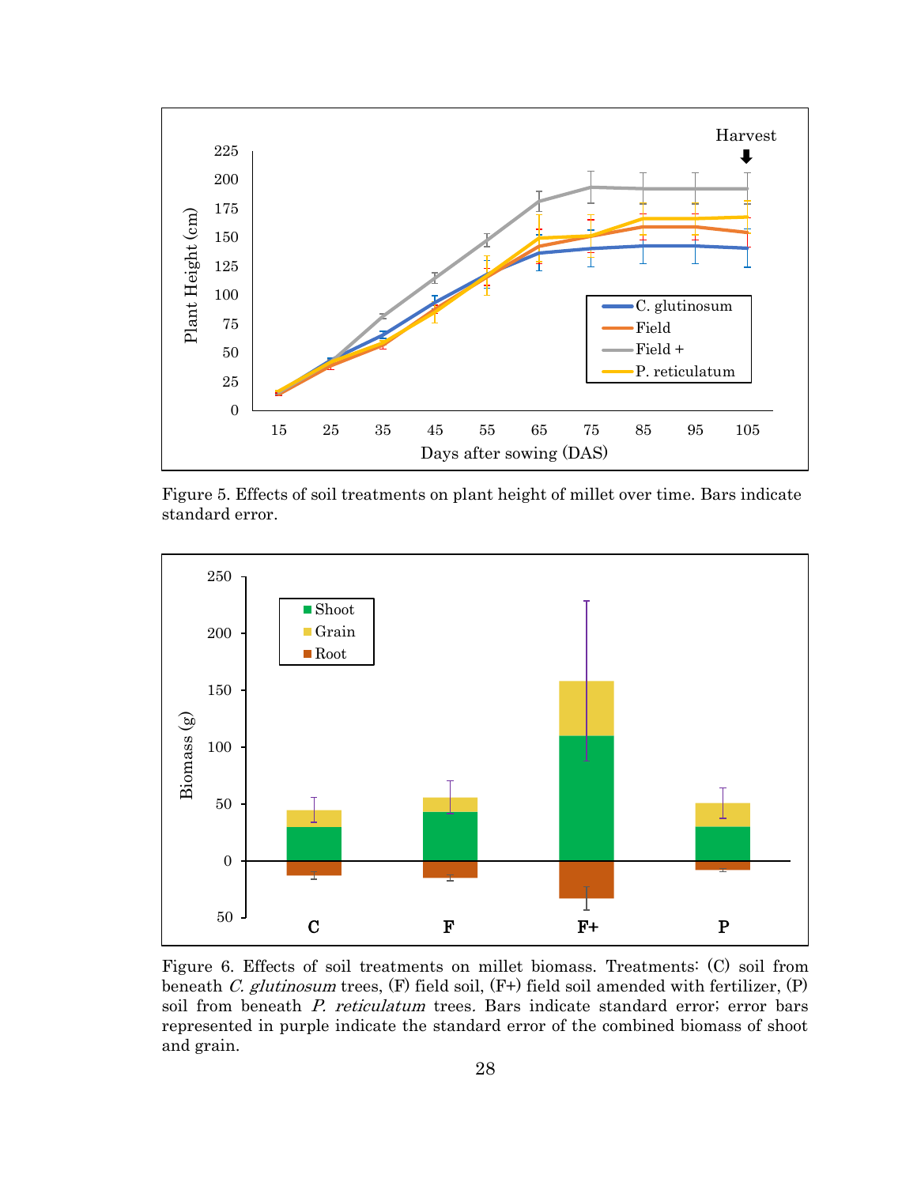Figure 5. Effects of soil treatments on plant height of millet over time. Bars indicate standard error.

Figure 6. Effects of soil treatments on millet biomass. Treatments: (C) soil from beneath *C. glutinosum* trees, (F) field soil, (F+) field soil amended with fertilizer, (P) soil from beneath *P. reticulatum* trees. Bars indicate standard error; error bars represented in purple indicate the standard error of the combined biomass of shoot and grain.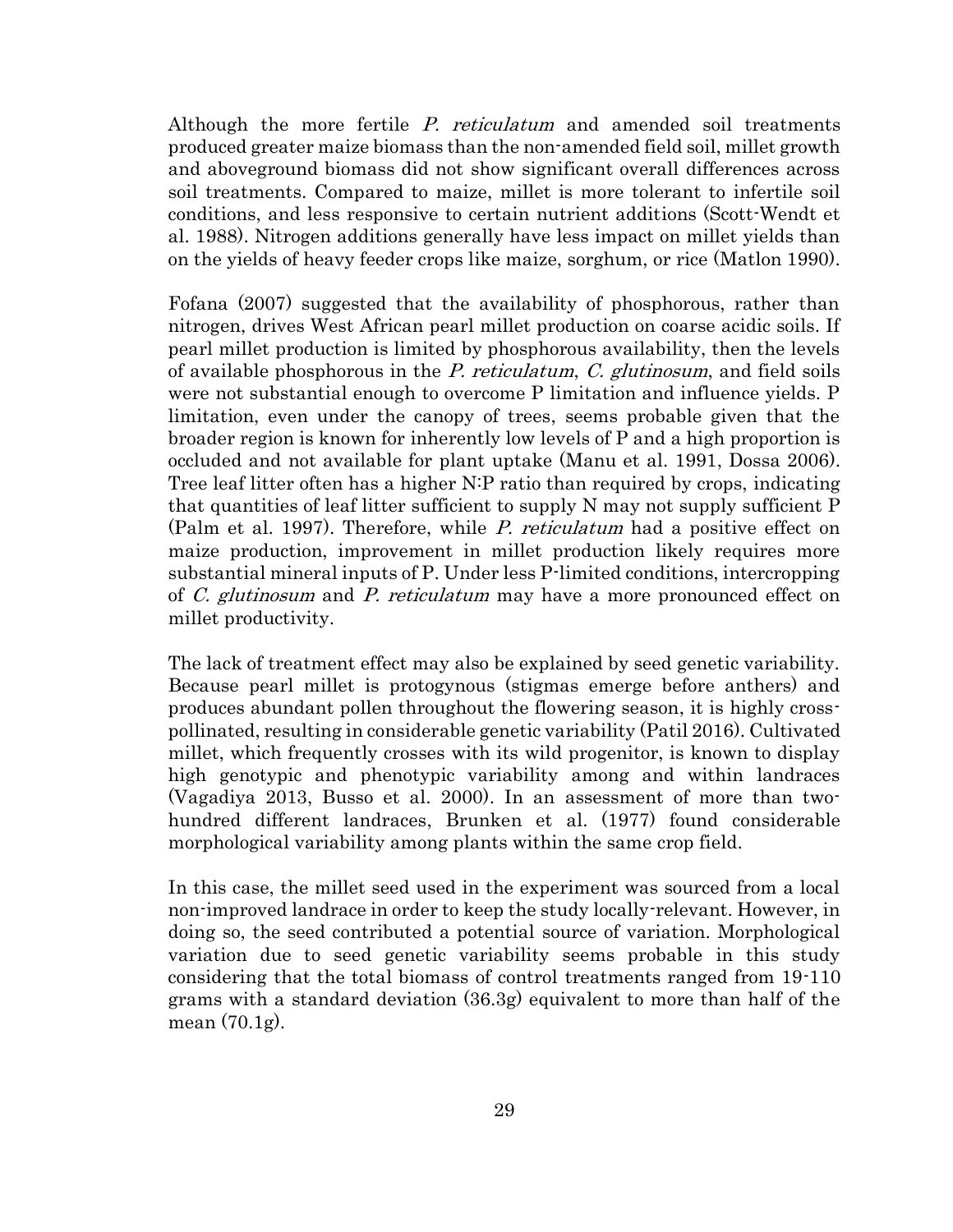Although the more fertile *P. reticulatum* and amended soil treatments produced greater maize biomass than the non-amended field soil, millet growth and aboveground biomass did not show significant overall differences across soil treatments. Compared to maize, millet is more tolerant to infertile soil conditions, and less responsive to certain nutrient additions (Scott-Wendt et al. 1988). Nitrogen additions generally have less impact on millet yields than on the yields of heavy feeder crops like maize, sorghum, or rice (Matlon 1990).

Fofana (2007) suggested that the availability of phosphorous, rather than nitrogen, drives West African pearl millet production on coarse acidic soils. If pearl millet production is limited by phosphorous availability, then the levels of available phosphorous in the *P. reticulatum*, *C. glutinosum*, and field soils were not substantial enough to overcome P limitation and influence yields. P limitation, even under the canopy of trees, seems probable given that the broader region is known for inherently low levels of P and a high proportion is occluded and not available for plant uptake (Manu et al. 1991, Dossa 2006). Tree leaf litter often has a higher N:P ratio than required by crops, indicating that quantities of leaf litter sufficient to supply N may not supply sufficient P (Palm et al. 1997). Therefore, while *P. reticulatum* had a positive effect on maize production, improvement in millet production likely requires more substantial mineral inputs of P. Under less P-limited conditions, intercropping of *C. glutinosum* and *P. reticulatum* may have a more pronounced effect on millet productivity.

The lack of treatment effect may also be explained by seed genetic variability. Because pearl millet is protogynous (stigmas emerge before anthers) and produces abundant pollen throughout the flowering season, it is highly cross-pollinated, resulting in considerable genetic variability (Patil 2016). Cultivated millet, which frequently crosses with its wild progenitor, is known to display high genotypic and phenotypic variability among and within landraces (Vagadiya 2013, Busso et al. 2000). In an assessment of more than two-hundred different landraces, Brunken et al. (1977) found considerable morphological variability among plants within the same crop field.

In this case, the millet seed used in the experiment was sourced from a local non-improved landrace in order to keep the study locally-relevant. However, in doing so, the seed contributed a potential source of variation. Morphological variation due to seed genetic variability seems probable in this study considering that the total biomass of control treatments ranged from 19-110 grams with a standard deviation (36.3g) equivalent to more than half of the mean (70.1g).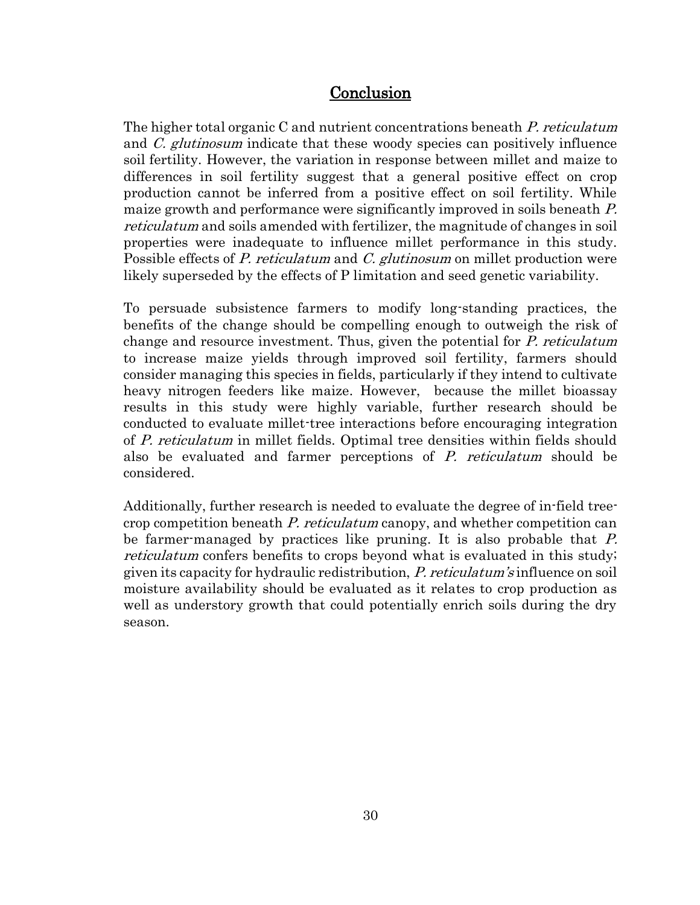## Conclusion

The higher total organic C and nutrient concentrations beneath *P. reticulatum* and *C. glutinosum* indicate that these woody species can positively influence soil fertility. However, the variation in response between millet and maize to differences in soil fertility suggest that a general positive effect on crop production cannot be inferred from a positive effect on soil fertility. While maize growth and performance were significantly improved in soils beneath *P. reticulatum* and soils amended with fertilizer, the magnitude of changes in soil properties were inadequate to influence millet performance in this study. Possible effects of *P. reticulatum* and *C. glutinosum* on millet production were likely superseded by the effects of P limitation and seed genetic variability.

To persuade subsistence farmers to modify long-standing practices, the benefits of the change should be compelling enough to outweigh the risk of change and resource investment. Thus, given the potential for *P. reticulatum* to increase maize yields through improved soil fertility, farmers should consider managing this species in fields, particularly if they intend to cultivate heavy nitrogen feeders like maize. However, because the millet bioassay results in this study were highly variable, further research should be conducted to evaluate millet-tree interactions before encouraging integration of *P. reticulatum* in millet fields. Optimal tree densities within fields should also be evaluated and farmer perceptions of *P. reticulatum* should be considered.

Additionally, further research is needed to evaluate the degree of in-field tree-crop competition beneath *P. reticulatum* canopy, and whether competition can be farmer-managed by practices like pruning. It is also probable that *P. reticulatum* confers benefits to crops beyond what is evaluated in this study; given its capacity for hydraulic redistribution, *P. reticulatum's* influence on soil moisture availability should be evaluated as it relates to crop production as well as understory growth that could potentially enrich soils during the dry season.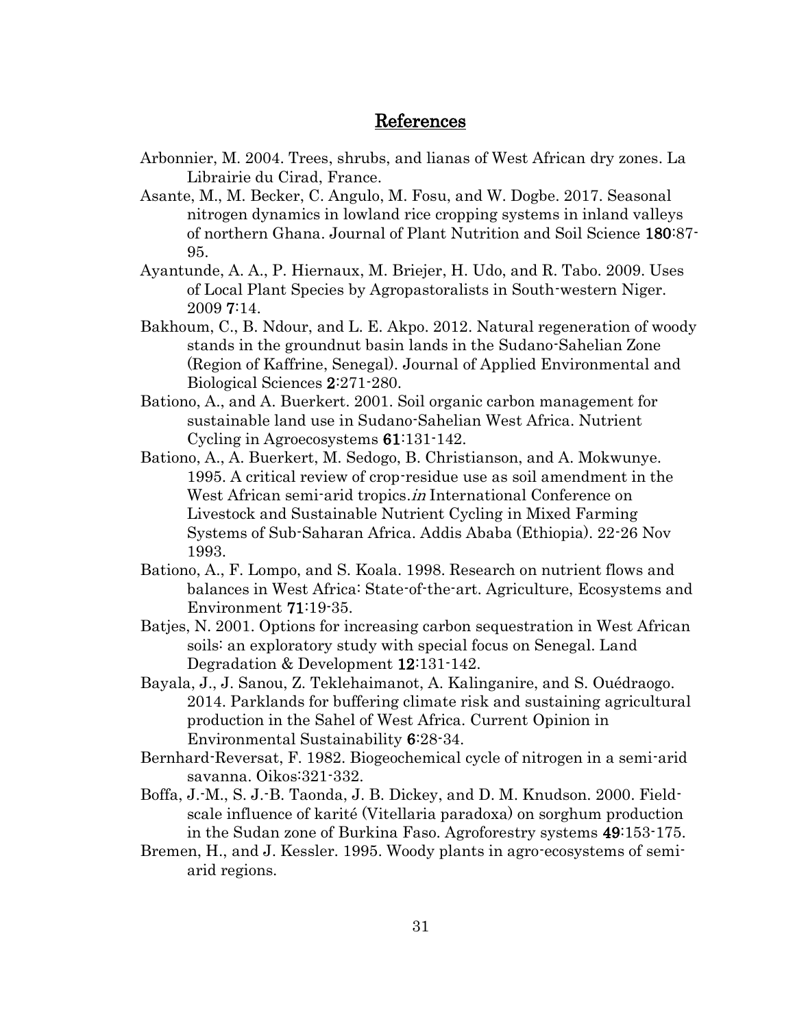## References

Arbonnier, M. 2004. Trees, shrubs, and lianas of West African dry zones. La Librairie du Cirad, France.

Asante, M., M. Becker, C. Angulo, M. Fosu, and W. Dogbe. 2017. Seasonal nitrogen dynamics in lowland rice cropping systems in inland valleys of northern Ghana. Journal of Plant Nutrition and Soil Science **180**:87-95.

Ayantunde, A. A., P. Hiernaux, M. Briejer, H. Udo, and R. Tabo. 2009. Uses of Local Plant Species by Agropastoralists in South-western Niger. 2009 **7**:14.

Bakhoum, C., B. Ndour, and L. E. Akpo. 2012. Natural regeneration of woody stands in the groundnut basin lands in the Sudano-Sahelian Zone (Region of Kaffrine, Senegal). Journal of Applied Environmental and Biological Sciences **2**:271-280.

Bationo, A., and A. Buerkert. 2001. Soil organic carbon management for sustainable land use in Sudano-Sahelian West Africa. Nutrient Cycling in Agroecosystems **61**:131-142.

Bationo, A., A. Buerkert, M. Sedogo, B. Christianson, and A. Mokwunye. 1995. A critical review of crop-residue use as soil amendment in the West African semi-arid tropics.*in* International Conference on Livestock and Sustainable Nutrient Cycling in Mixed Farming Systems of Sub-Saharan Africa. Addis Ababa (Ethiopia). 22-26 Nov 1993.

Bationo, A., F. Lompo, and S. Koala. 1998. Research on nutrient flows and balances in West Africa: State-of-the-art. Agriculture, Ecosystems and Environment **71**:19-35.

Batjes, N. 2001. Options for increasing carbon sequestration in West African soils: an exploratory study with special focus on Senegal. Land Degradation & Development **12**:131-142.

Bayala, J., J. Sanou, Z. Teklehaimanot, A. Kalinganire, and S. Ouédraogo. 2014. Parklands for buffering climate risk and sustaining agricultural production in the Sahel of West Africa. Current Opinion in Environmental Sustainability **6**:28-34.

Bernhard-Reversat, F. 1982. Biogeochemical cycle of nitrogen in a semi-arid savanna. Oikos:321-332.

Boffa, J.-M., S. J.-B. Taonda, J. B. Dickey, and D. M. Knudson. 2000. Field-scale influence of karité (Vitellaria paradoxa) on sorghum production in the Sudan zone of Burkina Faso. Agroforestry systems **49**:153-175.

Bremen, H., and J. Kessler. 1995. Woody plants in agro-ecosystems of semi-arid regions.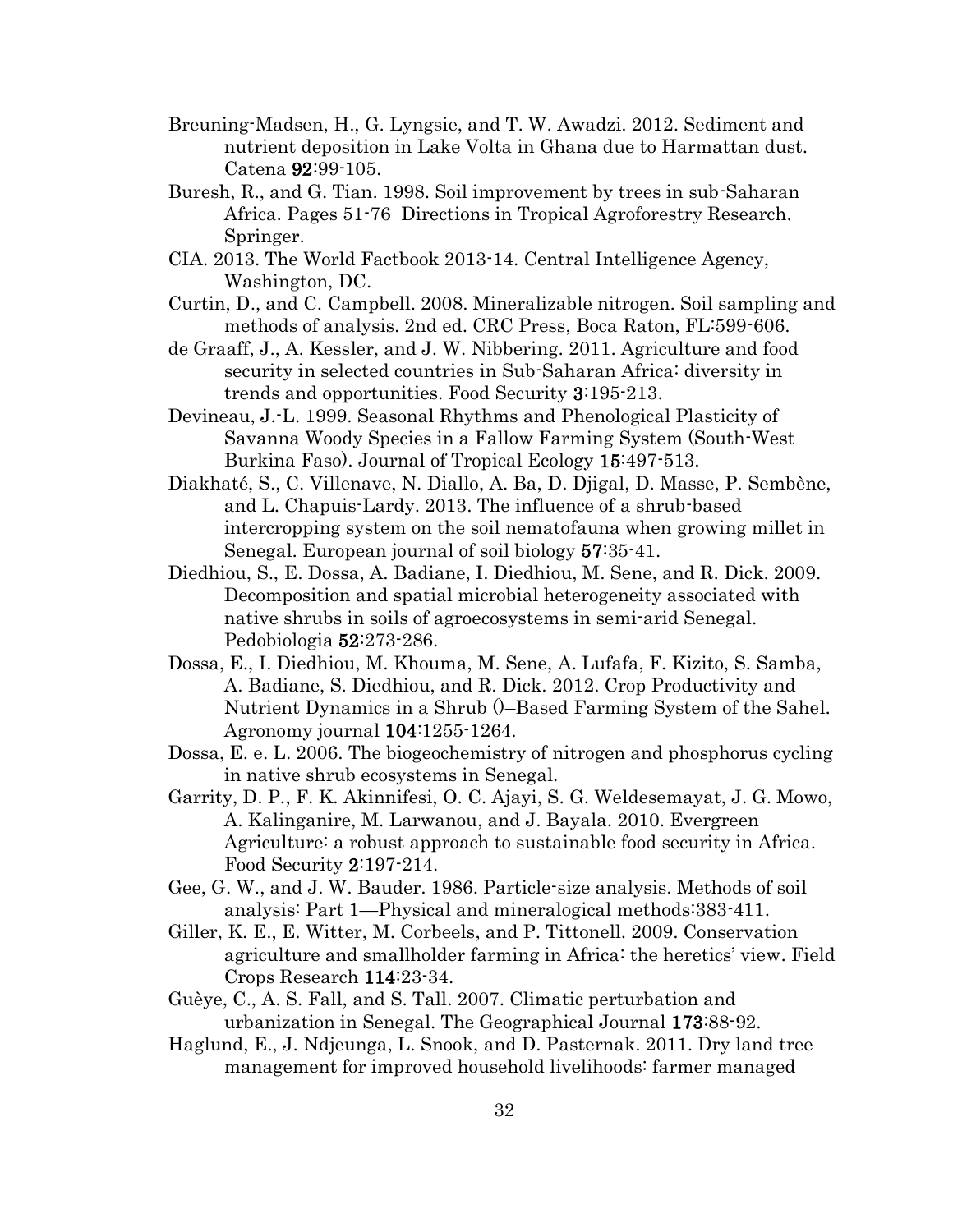Breuning-Madsen, H., G. Lyngsie, and T. W. Awadzi. 2012. Sediment and nutrient deposition in Lake Volta in Ghana due to Harmattan dust. Catena **92**:99-105.

Buresh, R., and G. Tian. 1998. Soil improvement by trees in sub-Saharan Africa. Pages 51-76 Directions in Tropical Agroforestry Research. Springer.

CIA. 2013. The World Factbook 2013-14. Central Intelligence Agency, Washington, DC.

Curtin, D., and C. Campbell. 2008. Mineralizable nitrogen. Soil sampling and methods of analysis. 2nd ed. CRC Press, Boca Raton, FL:599-606.

de Graaff, J., A. Kessler, and J. W. Nibbering. 2011. Agriculture and food security in selected countries in Sub-Saharan Africa: diversity in trends and opportunities. Food Security **3**:195-213.

Devineau, J.-L. 1999. Seasonal Rhythms and Phenological Plasticity of Savanna Woody Species in a Fallow Farming System (South-West Burkina Faso). Journal of Tropical Ecology **15**:497-513.

Diakhaté, S., C. Villenave, N. Diallo, A. Ba, D. Djigal, D. Masse, P. Sembène, and L. Chapuis-Lardy. 2013. The influence of a shrub-based intercropping system on the soil nematofauna when growing millet in Senegal. European journal of soil biology **57**:35-41.

Diedhiou, S., E. Dossa, A. Badiane, I. Diedhiou, M. Sene, and R. Dick. 2009. Decomposition and spatial microbial heterogeneity associated with native shrubs in soils of agroecosystems in semi-arid Senegal. Pedobiologia **52**:273-286.

Dossa, E., I. Diedhiou, M. Khouma, M. Sene, A. Lufafa, F. Kizito, S. Samba, A. Badiane, S. Diedhiou, and R. Dick. 2012. Crop Productivity and Nutrient Dynamics in a Shrub ()–Based Farming System of the Sahel. Agronomy journal **104**:1255-1264.

Dossa, E. e. L. 2006. The biogeochemistry of nitrogen and phosphorus cycling in native shrub ecosystems in Senegal.

Garrity, D. P., F. K. Akinnifesi, O. C. Ajayi, S. G. Weldesemayat, J. G. Mowo, A. Kalinganire, M. Larwanou, and J. Bayala. 2010. Evergreen Agriculture: a robust approach to sustainable food security in Africa. Food Security **2**:197-214.

Gee, G. W., and J. W. Bauder. 1986. Particle-size analysis. Methods of soil analysis: Part 1—Physical and mineralogical methods:383-411.

Giller, K. E., E. Witter, M. Corbeels, and P. Tittonell. 2009. Conservation agriculture and smallholder farming in Africa: the heretics' view. Field Crops Research **114**:23-34.

Guèye, C., A. S. Fall, and S. Tall. 2007. Climatic perturbation and urbanization in Senegal. The Geographical Journal **173**:88-92.

Haglund, E., J. Ndjeunga, L. Snook, and D. Pasternak. 2011. Dry land tree management for improved household livelihoods: farmer managed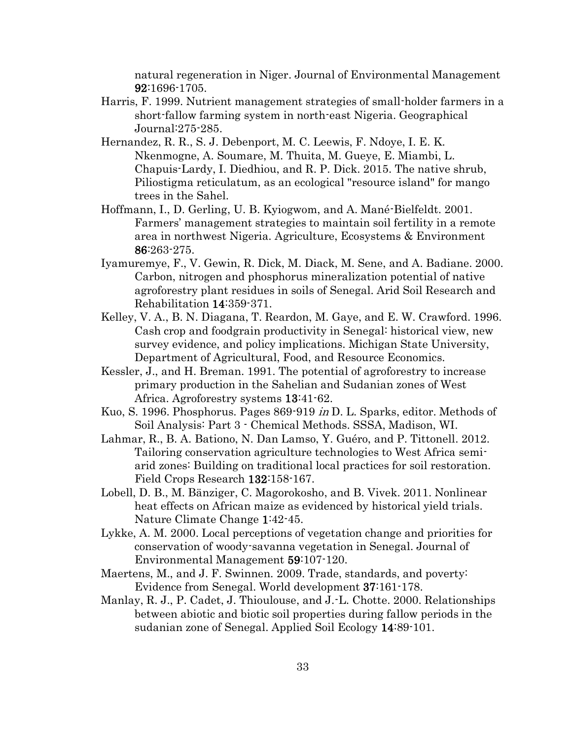natural regeneration in Niger. Journal of Environmental Management **92**:1696-1705.

Harris, F. 1999. Nutrient management strategies of small-holder farmers in a short-fallow farming system in north-east Nigeria. Geographical Journal:275-285.

Hernandez, R. R., S. J. Debenport, M. C. Leewis, F. Ndoye, I. E. K. Nkenmogne, A. Soumare, M. Thuita, M. Gueye, E. Miambi, L. Chapuis-Lardy, I. Diedhiou, and R. P. Dick. 2015. The native shrub, Piliostigma reticulatum, as an ecological "resource island" for mango trees in the Sahel.

Hoffmann, I., D. Gerling, U. B. Kyiogwom, and A. Mané-Bielfeldt. 2001. Farmers' management strategies to maintain soil fertility in a remote area in northwest Nigeria. Agriculture, Ecosystems & Environment **86**:263-275.

Iyamuremye, F., V. Gewin, R. Dick, M. Diack, M. Sene, and A. Badiane. 2000. Carbon, nitrogen and phosphorus mineralization potential of native agroforestry plant residues in soils of Senegal. Arid Soil Research and Rehabilitation **14**:359-371.

Kelley, V. A., B. N. Diagana, T. Reardon, M. Gaye, and E. W. Crawford. 1996. Cash crop and foodgrain productivity in Senegal: historical view, new survey evidence, and policy implications. Michigan State University, Department of Agricultural, Food, and Resource Economics.

Kessler, J., and H. Breman. 1991. The potential of agroforestry to increase primary production in the Sahelian and Sudanian zones of West Africa. Agroforestry systems **13**:41-62.

Kuo, S. 1996. Phosphorus. Pages 869-919 *in* D. L. Sparks, editor. Methods of Soil Analysis: Part 3 - Chemical Methods. SSSA, Madison, WI.

Lahmar, R., B. A. Bationo, N. Dan Lamso, Y. Guéro, and P. Tittonell. 2012. Tailoring conservation agriculture technologies to West Africa semi-arid zones: Building on traditional local practices for soil restoration. Field Crops Research **132**:158-167.

Lobell, D. B., M. Bänziger, C. Magorokosho, and B. Vivek. 2011. Nonlinear heat effects on African maize as evidenced by historical yield trials. Nature Climate Change **1**:42-45.

Lykke, A. M. 2000. Local perceptions of vegetation change and priorities for conservation of woody-savanna vegetation in Senegal. Journal of Environmental Management **59**:107-120.

Maertens, M., and J. F. Swinnen. 2009. Trade, standards, and poverty: Evidence from Senegal. World development **37**:161-178.

Manlay, R. J., P. Cadet, J. Thioulouse, and J.-L. Chotte. 2000. Relationships between abiotic and biotic soil properties during fallow periods in the sudanian zone of Senegal. Applied Soil Ecology **14**:89-101.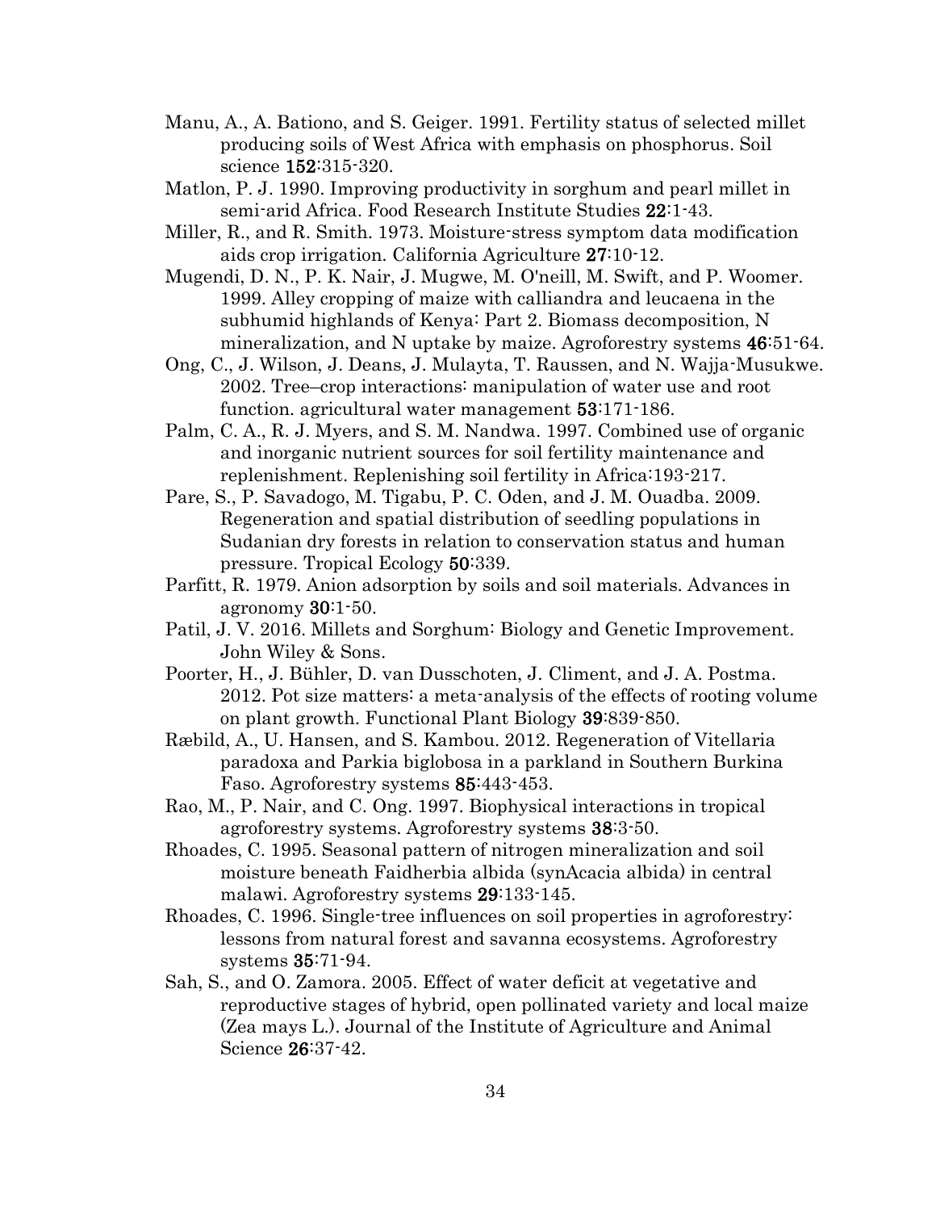Manu, A., A. Bationo, and S. Geiger. 1991. Fertility status of selected millet producing soils of West Africa with emphasis on phosphorus. Soil science **152**:315-320.

Matlon, P. J. 1990. Improving productivity in sorghum and pearl millet in semi-arid Africa. Food Research Institute Studies **22**:1-43.

Miller, R., and R. Smith. 1973. Moisture-stress symptom data modification aids crop irrigation. California Agriculture **27**:10-12.

Mugendi, D. N., P. K. Nair, J. Mugwe, M. O'neill, M. Swift, and P. Woomer. 1999. Alley cropping of maize with calliandra and leucaena in the subhumid highlands of Kenya: Part 2. Biomass decomposition, N mineralization, and N uptake by maize. Agroforestry systems **46**:51-64.

Ong, C., J. Wilson, J. Deans, J. Mulayta, T. Raussen, and N. Wajja-Musukwe. 2002. Tree–crop interactions: manipulation of water use and root function. agricultural water management **53**:171-186.

Palm, C. A., R. J. Myers, and S. M. Nandwa. 1997. Combined use of organic and inorganic nutrient sources for soil fertility maintenance and replenishment. Replenishing soil fertility in Africa:193-217.

Pare, S., P. Savadogo, M. Tigabu, P. C. Oden, and J. M. Ouadba. 2009. Regeneration and spatial distribution of seedling populations in Sudanian dry forests in relation to conservation status and human pressure. Tropical Ecology **50**:339.

Parfitt, R. 1979. Anion adsorption by soils and soil materials. Advances in agronomy **30**:1-50.

Patil, J. V. 2016. Millets and Sorghum: Biology and Genetic Improvement. John Wiley & Sons.

Poorter, H., J. Bühler, D. van Dusschoten, J. Climent, and J. A. Postma. 2012. Pot size matters: a meta-analysis of the effects of rooting volume on plant growth. Functional Plant Biology **39**:839-850.

Ræbild, A., U. Hansen, and S. Kambou. 2012. Regeneration of Vitellaria paradoxa and Parkia biglobosa in a parkland in Southern Burkina Faso. Agroforestry systems **85**:443-453.

Rao, M., P. Nair, and C. Ong. 1997. Biophysical interactions in tropical agroforestry systems. Agroforestry systems **38**:3-50.

Rhoades, C. 1995. Seasonal pattern of nitrogen mineralization and soil moisture beneath Faidherbia albida (synAcacia albida) in central malawi. Agroforestry systems **29**:133-145.

Rhoades, C. 1996. Single-tree influences on soil properties in agroforestry: lessons from natural forest and savanna ecosystems. Agroforestry systems **35**:71-94.

Sah, S., and O. Zamora. 2005. Effect of water deficit at vegetative and reproductive stages of hybrid, open pollinated variety and local maize (Zea mays L.). Journal of the Institute of Agriculture and Animal Science **26**:37-42.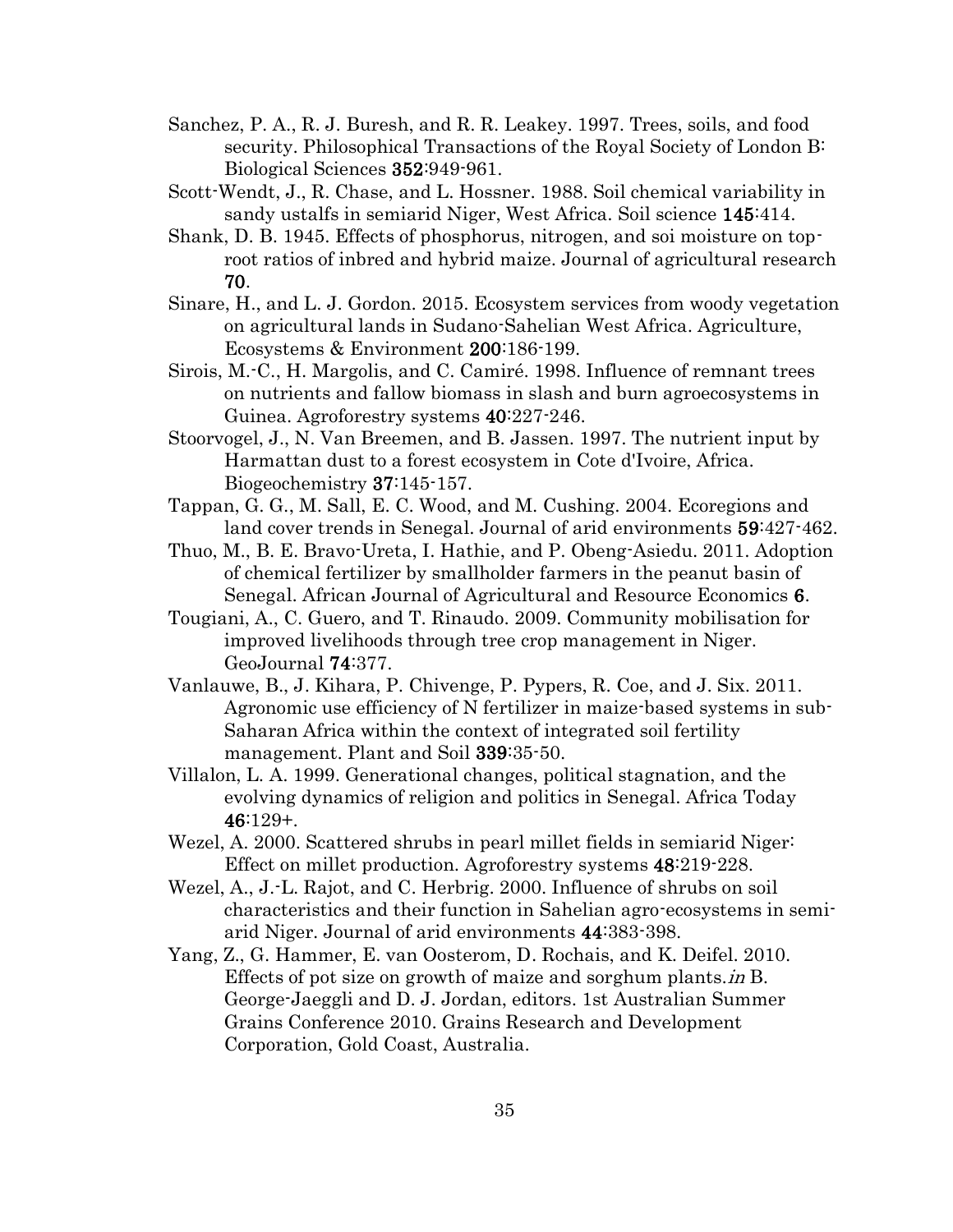Sanchez, P. A., R. J. Buresh, and R. R. Leakey. 1997. Trees, soils, and food security. Philosophical Transactions of the Royal Society of London B: Biological Sciences **352**:949-961.

Scott-Wendt, J., R. Chase, and L. Hossner. 1988. Soil chemical variability in sandy ustalfs in semiarid Niger, West Africa. Soil science **145**:414.

Shank, D. B. 1945. Effects of phosphorus, nitrogen, and soi moisture on top-root ratios of inbred and hybrid maize. Journal of agricultural research **70**.

Sinare, H., and L. J. Gordon. 2015. Ecosystem services from woody vegetation on agricultural lands in Sudano-Sahelian West Africa. Agriculture, Ecosystems & Environment **200**:186-199.

Sirois, M.-C., H. Margolis, and C. Camiré. 1998. Influence of remnant trees on nutrients and fallow biomass in slash and burn agroecosystems in Guinea. Agroforestry systems **40**:227-246.

Stoorvogel, J., N. Van Breemen, and B. Jassen. 1997. The nutrient input by Harmattan dust to a forest ecosystem in Cote d'Ivoire, Africa. Biogeochemistry **37**:145-157.

Tappan, G. G., M. Sall, E. C. Wood, and M. Cushing. 2004. Ecoregions and land cover trends in Senegal. Journal of arid environments **59**:427-462.

Thuo, M., B. E. Bravo-Ureta, I. Hathie, and P. Obeng-Asiedu. 2011. Adoption of chemical fertilizer by smallholder farmers in the peanut basin of Senegal. African Journal of Agricultural and Resource Economics **6**.

Tougiani, A., C. Guero, and T. Rinaudo. 2009. Community mobilisation for improved livelihoods through tree crop management in Niger. GeoJournal **74**:377.

Vanlauwe, B., J. Kihara, P. Chivenge, P. Pypers, R. Coe, and J. Six. 2011. Agronomic use efficiency of N fertilizer in maize-based systems in sub-Saharan Africa within the context of integrated soil fertility management. Plant and Soil **339**:35-50.

Villalon, L. A. 1999. Generational changes, political stagnation, and the evolving dynamics of religion and politics in Senegal. Africa Today **46**:129+.

Wezel, A. 2000. Scattered shrubs in pearl millet fields in semiarid Niger: Effect on millet production. Agroforestry systems **48**:219-228.

Wezel, A., J.-L. Rajot, and C. Herbrig. 2000. Influence of shrubs on soil characteristics and their function in Sahelian agro-ecosystems in semi-arid Niger. Journal of arid environments **44**:383-398.

Yang, Z., G. Hammer, E. van Oosterom, D. Rochais, and K. Deifel. 2010. Effects of pot size on growth of maize and sorghum plants.*in* B. George-Jaeggli and D. J. Jordan, editors. 1st Australian Summer Grains Conference 2010. Grains Research and Development Corporation, Gold Coast, Australia.